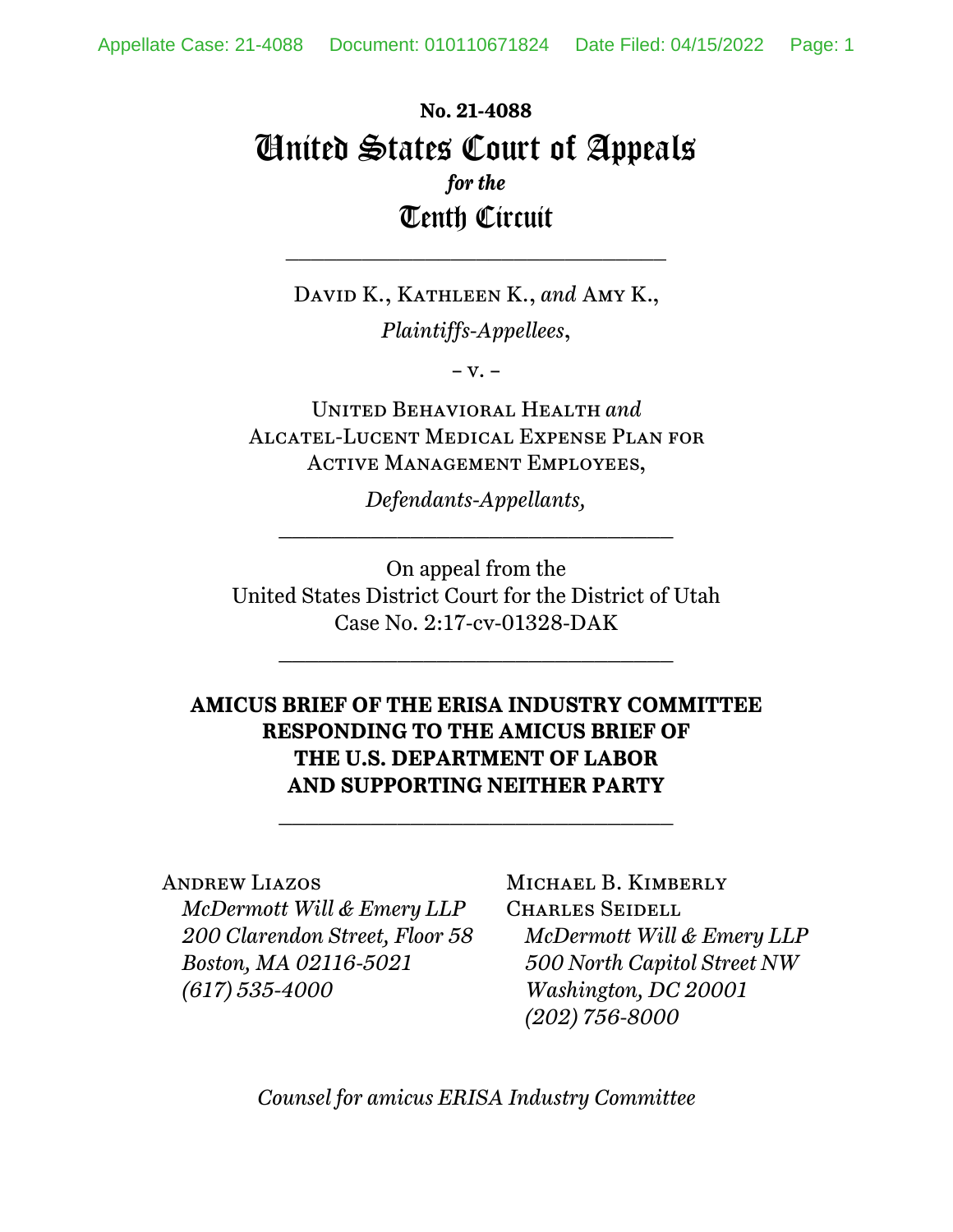**No. 21-4088**

# United States Court of Appeals
*for the*
# Tenth Circuit

---

DAVID K., KATHLEEN K., *and* AMY K.,

*Plaintiffs-Appellees*,

– v. –

UNITED BEHAVIORAL HEALTH *and*
ALCATEL-LUCENT MEDICAL EXPENSE PLAN FOR ACTIVE MANAGEMENT EMPLOYEES,

*Defendants-Appellants,*

---

On appeal from the
United States District Court for the District of Utah
Case No. 2:17-cv-01328-DAK

---

**AMICUS BRIEF OF THE ERISA INDUSTRY COMMITTEE RESPONDING TO THE AMICUS BRIEF OF THE U.S. DEPARTMENT OF LABOR AND SUPPORTING NEITHER PARTY**

---

ANDREW LIAZOS
*McDermott Will & Emery LLP*
*200 Clarendon Street, Floor 58*
*Boston, MA 02116-5021*
*(617) 535-4000*

MICHAEL B. KIMBERLY
CHARLES SEIDELL
*McDermott Will & Emery LLP*
*500 North Capitol Street NW*
*Washington, DC 20001*
*(202) 756-8000*

*Counsel for amicus ERISA Industry Committee*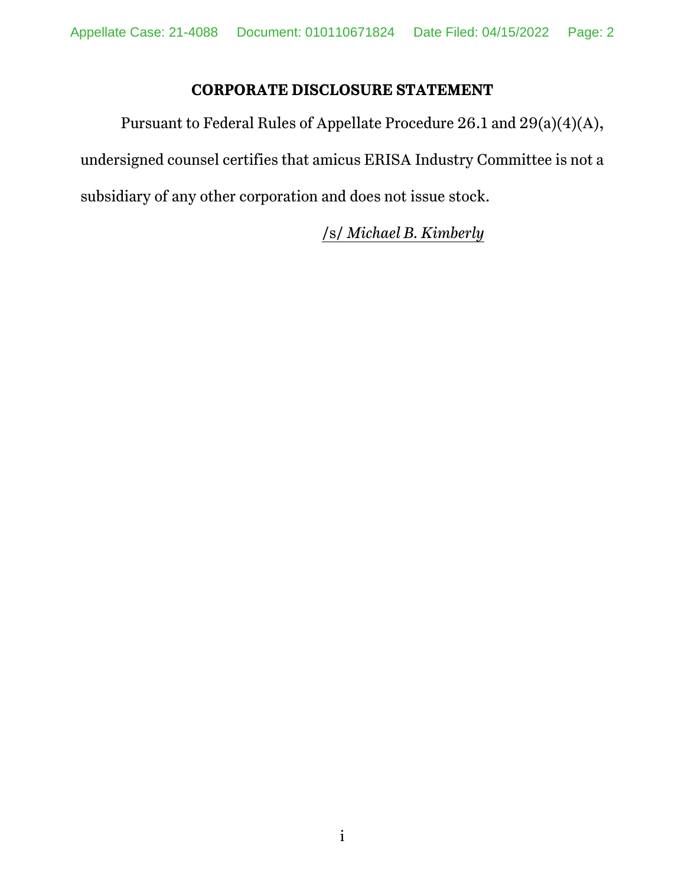## CORPORATE DISCLOSURE STATEMENT

Pursuant to Federal Rules of Appellate Procedure 26.1 and 29(a)(4)(A), undersigned counsel certifies that amicus ERISA Industry Committee is not a subsidiary of any other corporation and does not issue stock.

/s/ *Michael B. Kimberly*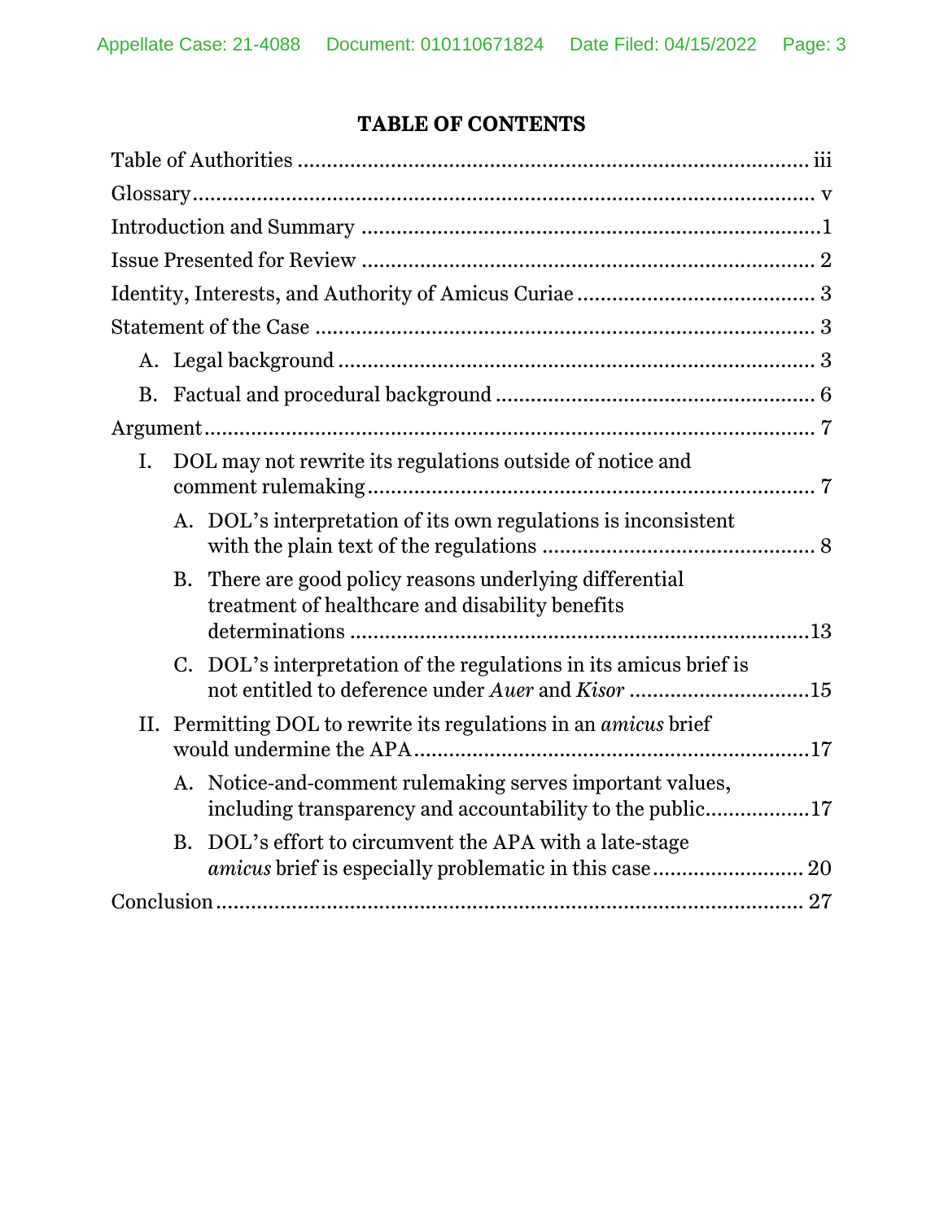## TABLE OF CONTENTS

Table of Authorities ........................................................................................ iii

Glossary........................................................................................................ v

Introduction and Summary ..............................................................................1

Issue Presented for Review ............................................................................ 2

Identity, Interests, and Authority of Amicus Curiae ......................................... 3

Statement of the Case ...................................................................................... 3

- A. Legal background .................................................................................. 3
- B. Factual and procedural background ....................................................... 6

Argument......................................................................................................... 7

- I. DOL may not rewrite its regulations outside of notice and comment rulemaking............................................................................. 7
  - A. DOL's interpretation of its own regulations is inconsistent with the plain text of the regulations ............................................... 8
  - B. There are good policy reasons underlying differential treatment of healthcare and disability benefits determinations ................................................................................13
  - C. DOL's interpretation of the regulations in its amicus brief is not entitled to deference under *Auer* and *Kisor* ...............................15
- II. Permitting DOL to rewrite its regulations in an *amicus* brief would undermine the APA....................................................................17
  - A. Notice-and-comment rulemaking serves important values, including transparency and accountability to the public..................17
  - B. DOL's effort to circumvent the APA with a late-stage *amicus* brief is especially problematic in this case.......................... 20

Conclusion...................................................................................................... 27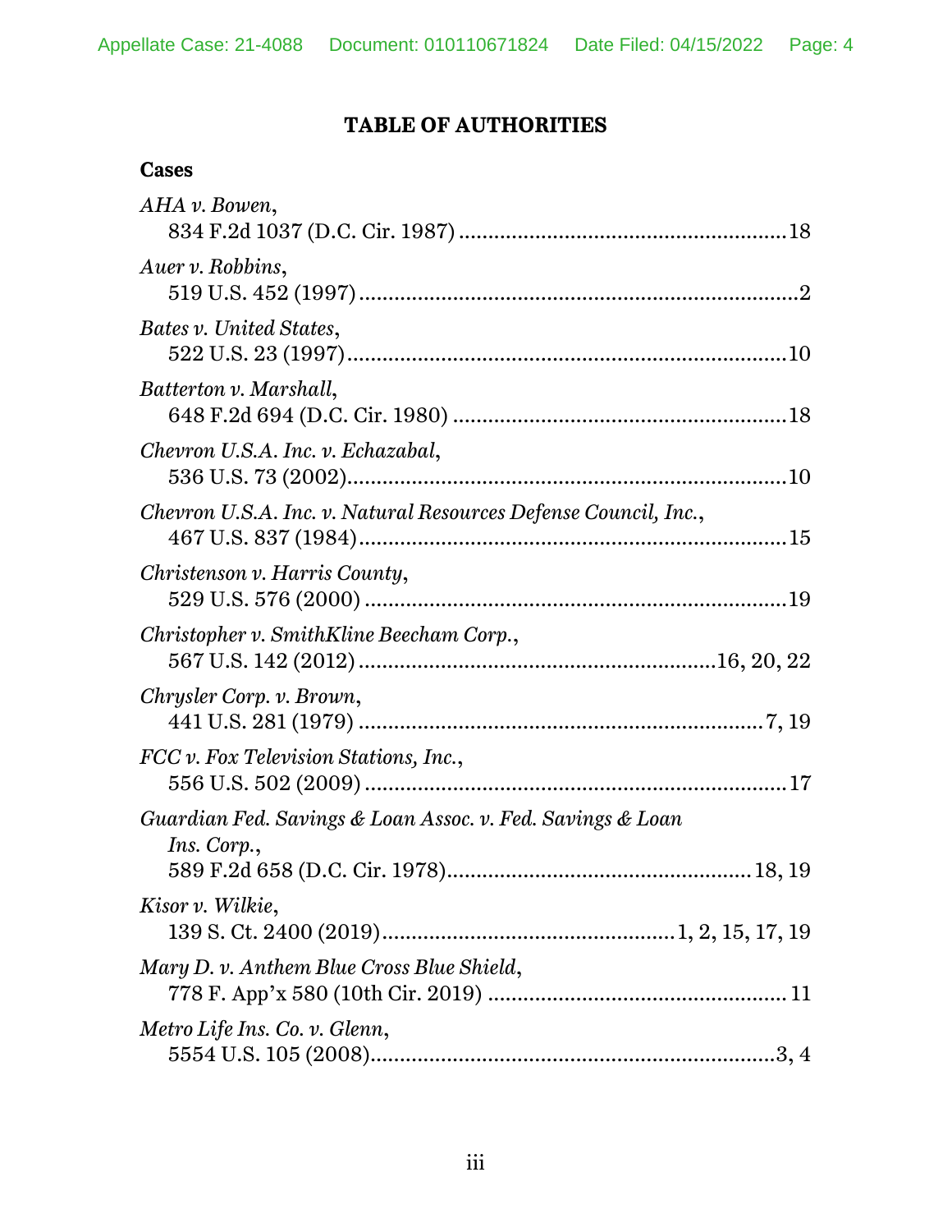# TABLE OF AUTHORITIES

## Cases

*AHA v. Bowen*,
834 F.2d 1037 (D.C. Cir. 1987) ........................................................ 18

*Auer v. Robbins*,
519 U.S. 452 (1997) ........................................................................... 2

*Bates v. United States*,
522 U.S. 23 (1997) ........................................................................... 10

*Batterton v. Marshall*,
648 F.2d 694 (D.C. Cir. 1980) .......................................................... 18

*Chevron U.S.A. Inc. v. Echazabal*,
536 U.S. 73 (2002) ........................................................................... 10

*Chevron U.S.A. Inc. v. Natural Resources Defense Council, Inc.*,
467 U.S. 837 (1984) ......................................................................... 15

*Christenson v. Harris County*,
529 U.S. 576 (2000) ......................................................................... 19

*Christopher v. SmithKline Beecham Corp.*,
567 U.S. 142 (2012) ............................................................. 16, 20, 22

*Chrysler Corp. v. Brown*,
441 U.S. 281 (1979) ...................................................................... 7, 19

*FCC v. Fox Television Stations, Inc.*,
556 U.S. 502 (2009) ......................................................................... 17

*Guardian Fed. Savings & Loan Assoc. v. Fed. Savings & Loan Ins. Corp.*,
589 F.2d 658 (D.C. Cir. 1978) .................................................... 18, 19

*Kisor v. Wilkie*,
139 S. Ct. 2400 (2019) ................................................. 1, 2, 15, 17, 19

*Mary D. v. Anthem Blue Cross Blue Shield*,
778 F. App'x 580 (10th Cir. 2019) ................................................... 11

*Metro Life Ins. Co. v. Glenn*,
5554 U.S. 105 (2008) ...................................................................... 3, 4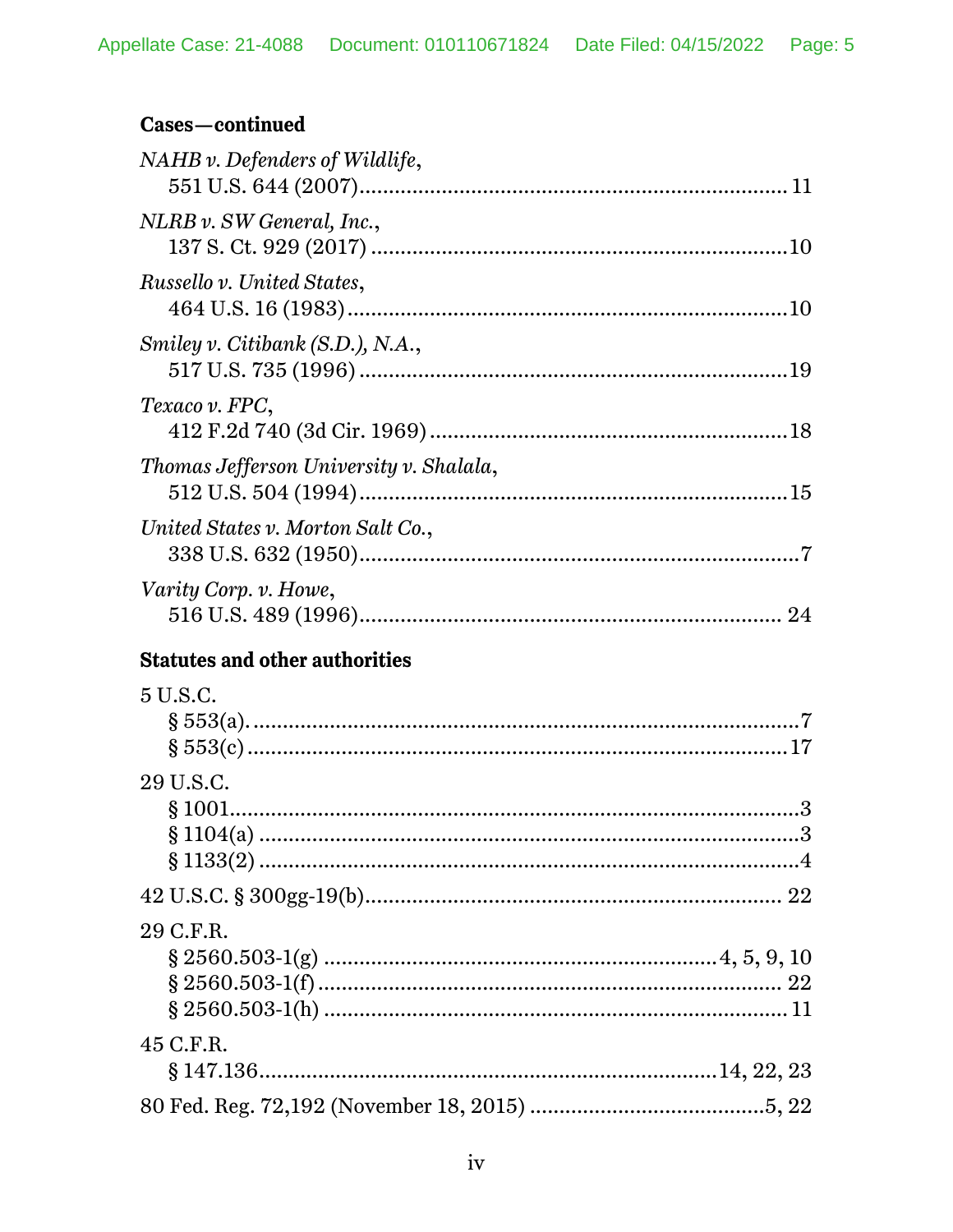**Cases—continued**

*NAHB v. Defenders of Wildlife*,
551 U.S. 644 (2007) .......................................................................... 11

*NLRB v. SW General, Inc.*,
137 S. Ct. 929 (2017) ........................................................................ 10

*Russello v. United States*,
464 U.S. 16 (1983) ............................................................................ 10

*Smiley v. Citibank (S.D.), N.A.*,
517 U.S. 735 (1996) .......................................................................... 19

*Texaco v. FPC*,
412 F.2d 740 (3d Cir. 1969) .............................................................. 18

*Thomas Jefferson University v. Shalala*,
512 U.S. 504 (1994) .......................................................................... 15

*United States v. Morton Salt Co.*,
338 U.S. 632 (1950) ............................................................................ 7

*Varity Corp. v. Howe*,
516 U.S. 489 (1996) .......................................................................... 24

**Statutes and other authorities**

5 U.S.C.
§ 553(a) ................................................................................................ 7
§ 553(c) .............................................................................................. 17

29 U.S.C.
§ 1001 .................................................................................................. 3
§ 1104(a) .............................................................................................. 3
§ 1133(2) .............................................................................................. 4

42 U.S.C. § 300gg-19(b) ........................................................................ 22

29 C.F.R.
§ 2560.503-1(g) .................................................................... 4, 5, 9, 10
§ 2560.503-1(f) ................................................................................... 22
§ 2560.503-1(h) .................................................................................. 11

45 C.F.R.
§ 147.136 ................................................................................ 14, 22, 23

80 Fed. Reg. 72,192 (November 18, 2015) ......................................... 5, 22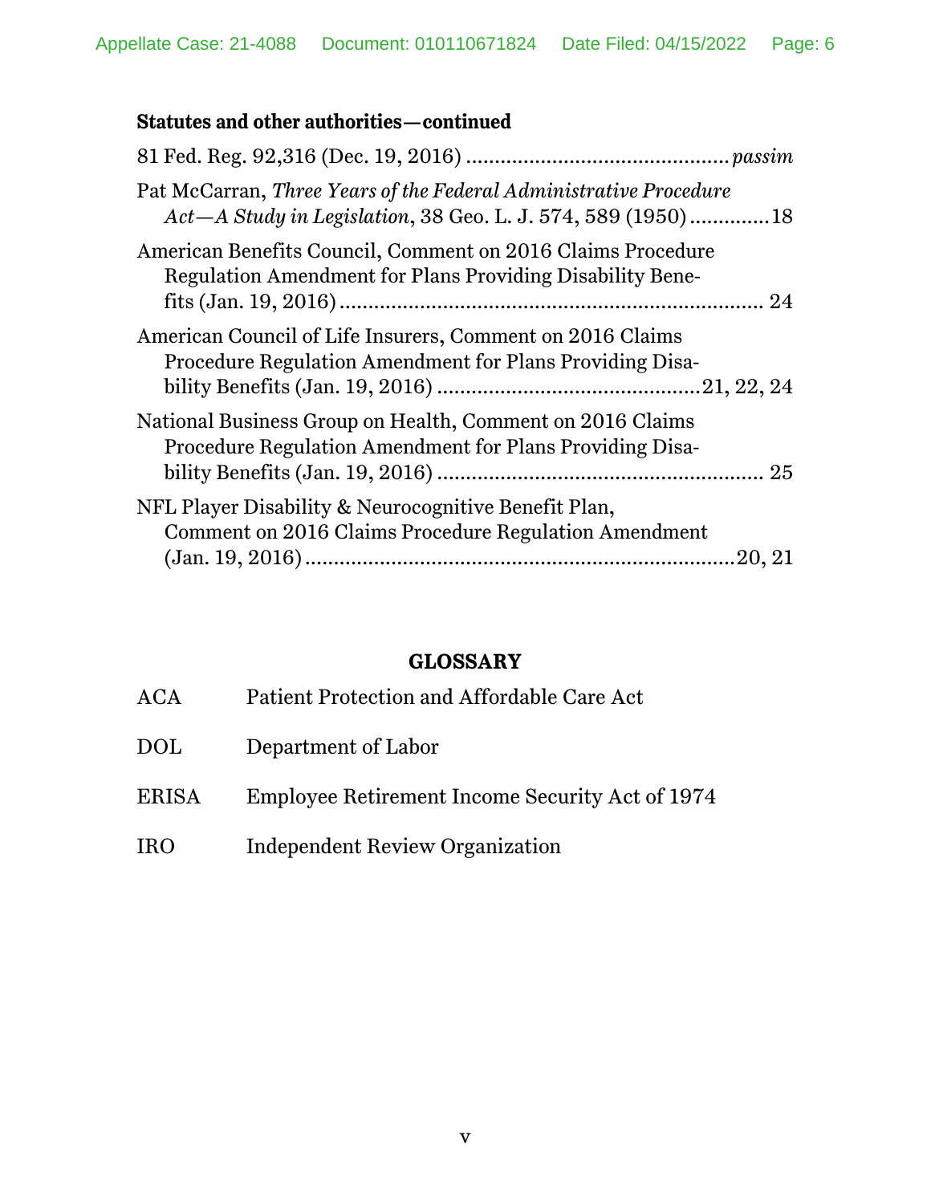**Statutes and other authorities—continued**

81 Fed. Reg. 92,316 (Dec. 19, 2016) ............................................ *passim*

Pat McCarran, *Three Years of the Federal Administrative Procedure Act—A Study in Legislation*, 38 Geo. L. J. 574, 589 (1950) .............18

American Benefits Council, Comment on 2016 Claims Procedure Regulation Amendment for Plans Providing Disability Benefits (Jan. 19, 2016) ........................................................................ 24

American Council of Life Insurers, Comment on 2016 Claims Procedure Regulation Amendment for Plans Providing Disability Benefits (Jan. 19, 2016) ............................................21, 22, 24

National Business Group on Health, Comment on 2016 Claims Procedure Regulation Amendment for Plans Providing Disability Benefits (Jan. 19, 2016) ........................................................ 25

NFL Player Disability & Neurocognitive Benefit Plan, Comment on 2016 Claims Procedure Regulation Amendment (Jan. 19, 2016) ..........................................................................20, 21

## GLOSSARY

| | |
|---|---|
| ACA | Patient Protection and Affordable Care Act |
| DOL | Department of Labor |
| ERISA | Employee Retirement Income Security Act of 1974 |
| IRO | Independent Review Organization |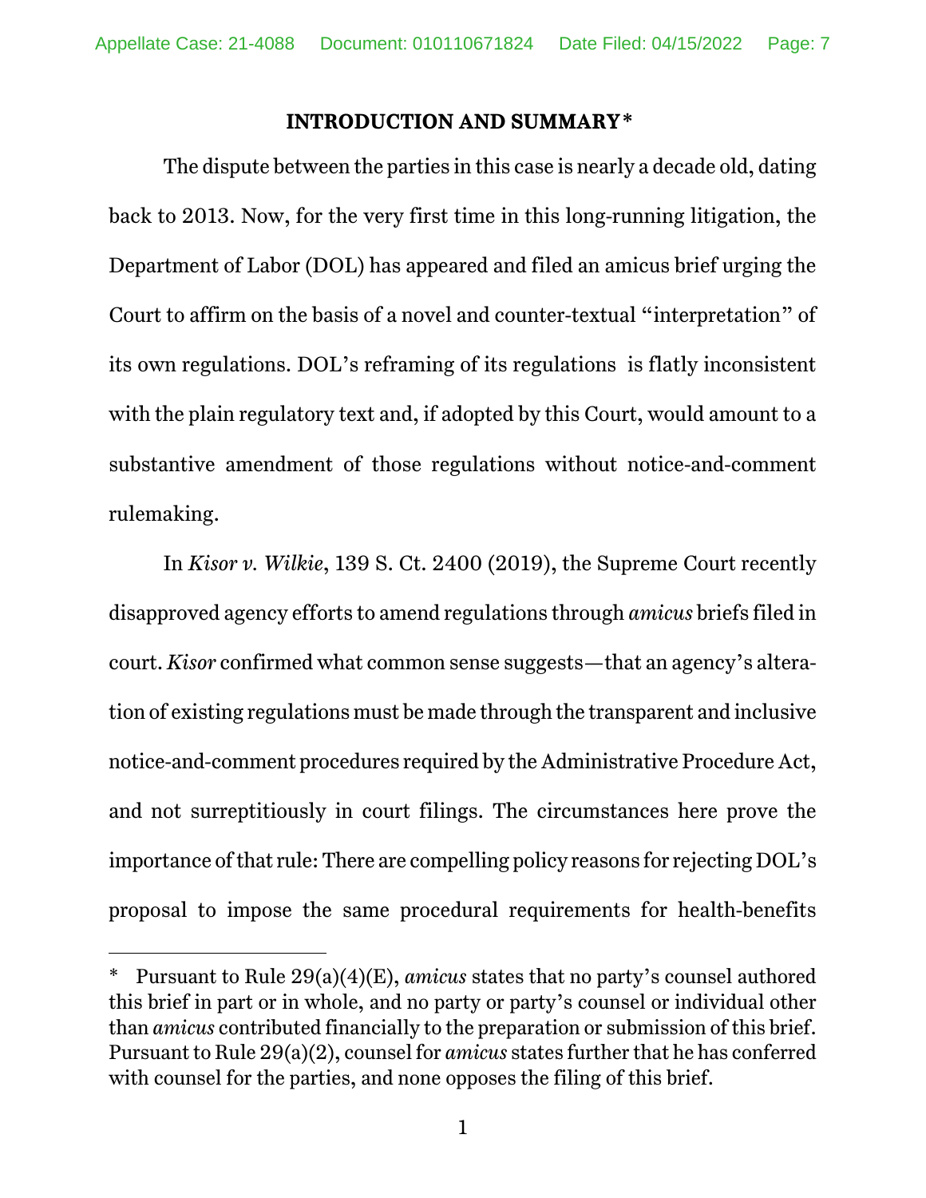## INTRODUCTION AND SUMMARY*

The dispute between the parties in this case is nearly a decade old, dating back to 2013. Now, for the very first time in this long-running litigation, the Department of Labor (DOL) has appeared and filed an amicus brief urging the Court to affirm on the basis of a novel and counter-textual "interpretation" of its own regulations. DOL's reframing of its regulations is flatly inconsistent with the plain regulatory text and, if adopted by this Court, would amount to a substantive amendment of those regulations without notice-and-comment rulemaking.

In *Kisor v. Wilkie*, 139 S. Ct. 2400 (2019), the Supreme Court recently disapproved agency efforts to amend regulations through *amicus* briefs filed in court. *Kisor* confirmed what common sense suggests—that an agency's alteration of existing regulations must be made through the transparent and inclusive notice-and-comment procedures required by the Administrative Procedure Act, and not surreptitiously in court filings. The circumstances here prove the importance of that rule: There are compelling policy reasons for rejecting DOL's proposal to impose the same procedural requirements for health-benefits

---

\* Pursuant to Rule 29(a)(4)(E), *amicus* states that no party's counsel authored this brief in part or in whole, and no party or party's counsel or individual other than *amicus* contributed financially to the preparation or submission of this brief. Pursuant to Rule 29(a)(2), counsel for *amicus* states further that he has conferred with counsel for the parties, and none opposes the filing of this brief.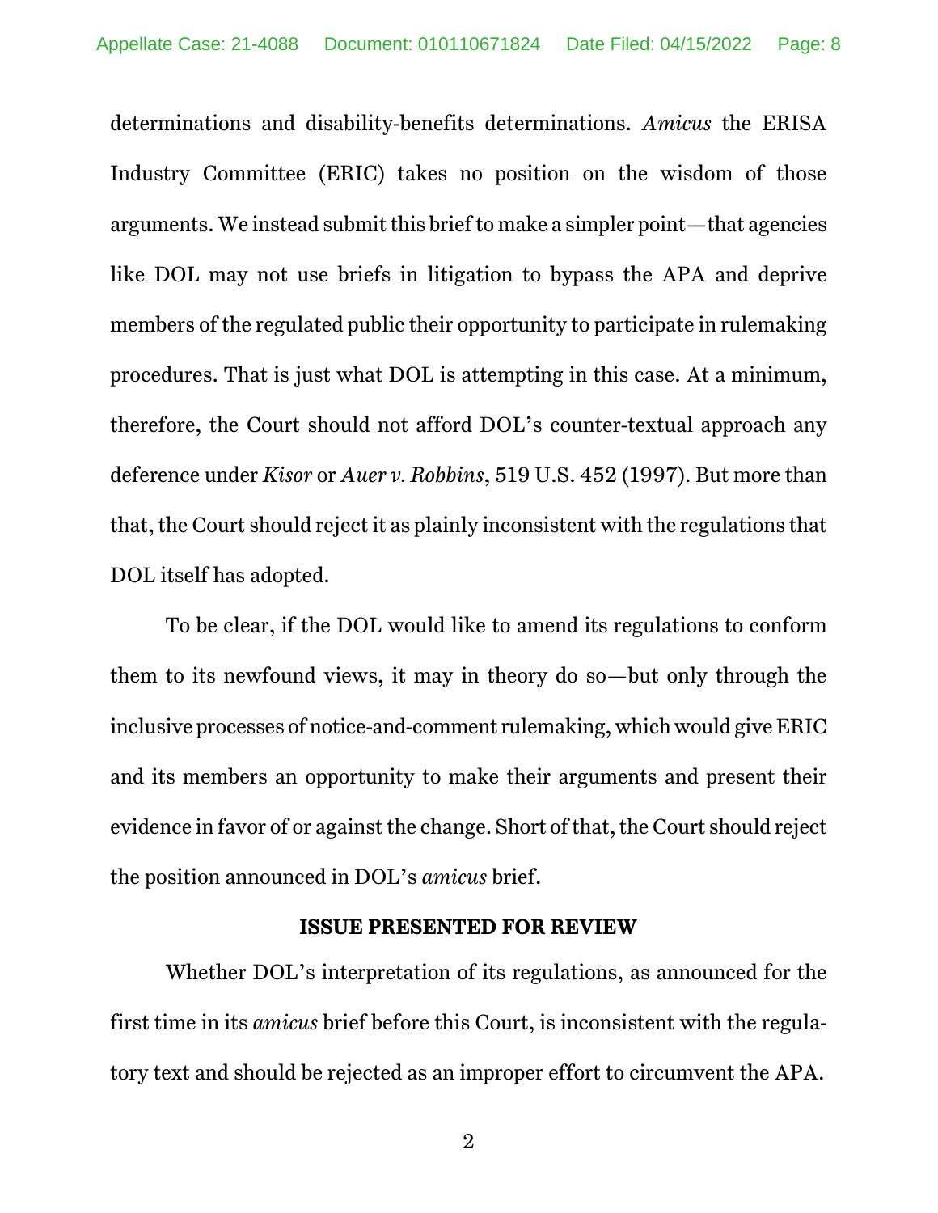determinations and disability-benefits determinations. *Amicus* the ERISA Industry Committee (ERIC) takes no position on the wisdom of those arguments. We instead submit this brief to make a simpler point—that agencies like DOL may not use briefs in litigation to bypass the APA and deprive members of the regulated public their opportunity to participate in rulemaking procedures. That is just what DOL is attempting in this case. At a minimum, therefore, the Court should not afford DOL's counter-textual approach any deference under *Kisor* or *Auer v. Robbins*, 519 U.S. 452 (1997). But more than that, the Court should reject it as plainly inconsistent with the regulations that DOL itself has adopted.

To be clear, if the DOL would like to amend its regulations to conform them to its newfound views, it may in theory do so—but only through the inclusive processes of notice-and-comment rulemaking, which would give ERIC and its members an opportunity to make their arguments and present their evidence in favor of or against the change. Short of that, the Court should reject the position announced in DOL's *amicus* brief.

## ISSUE PRESENTED FOR REVIEW

Whether DOL's interpretation of its regulations, as announced for the first time in its *amicus* brief before this Court, is inconsistent with the regulatory text and should be rejected as an improper effort to circumvent the APA.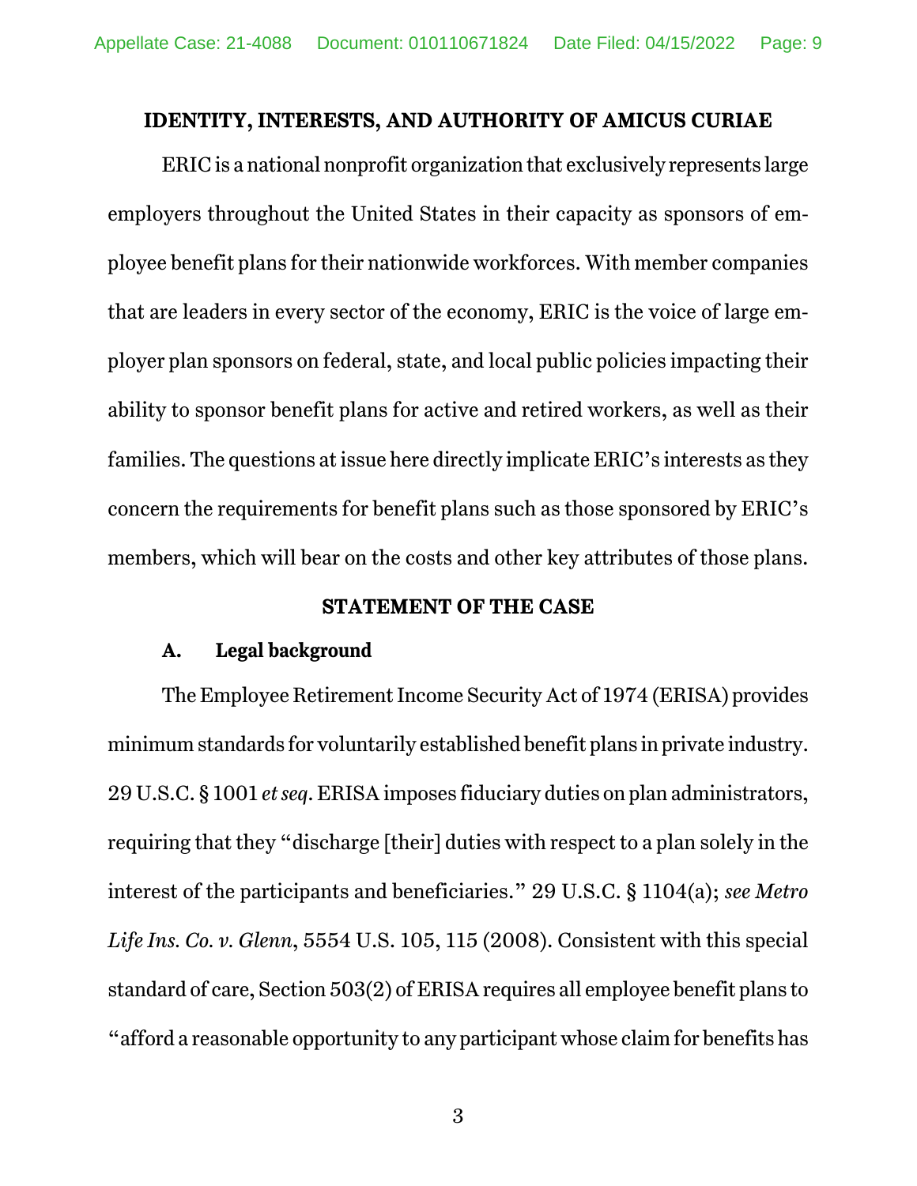**IDENTITY, INTERESTS, AND AUTHORITY OF AMICUS CURIAE**

ERIC is a national nonprofit organization that exclusively represents large employers throughout the United States in their capacity as sponsors of employee benefit plans for their nationwide workforces. With member companies that are leaders in every sector of the economy, ERIC is the voice of large employer plan sponsors on federal, state, and local public policies impacting their ability to sponsor benefit plans for active and retired workers, as well as their families. The questions at issue here directly implicate ERIC's interests as they concern the requirements for benefit plans such as those sponsored by ERIC's members, which will bear on the costs and other key attributes of those plans.

**STATEMENT OF THE CASE**

**A. Legal background**

The Employee Retirement Income Security Act of 1974 (ERISA) provides minimum standards for voluntarily established benefit plans in private industry. 29 U.S.C. § 1001 *et seq*. ERISA imposes fiduciary duties on plan administrators, requiring that they "discharge [their] duties with respect to a plan solely in the interest of the participants and beneficiaries." 29 U.S.C. § 1104(a); *see Metro Life Ins. Co. v. Glenn*, 5554 U.S. 105, 115 (2008). Consistent with this special standard of care, Section 503(2) of ERISA requires all employee benefit plans to "afford a reasonable opportunity to any participant whose claim for benefits has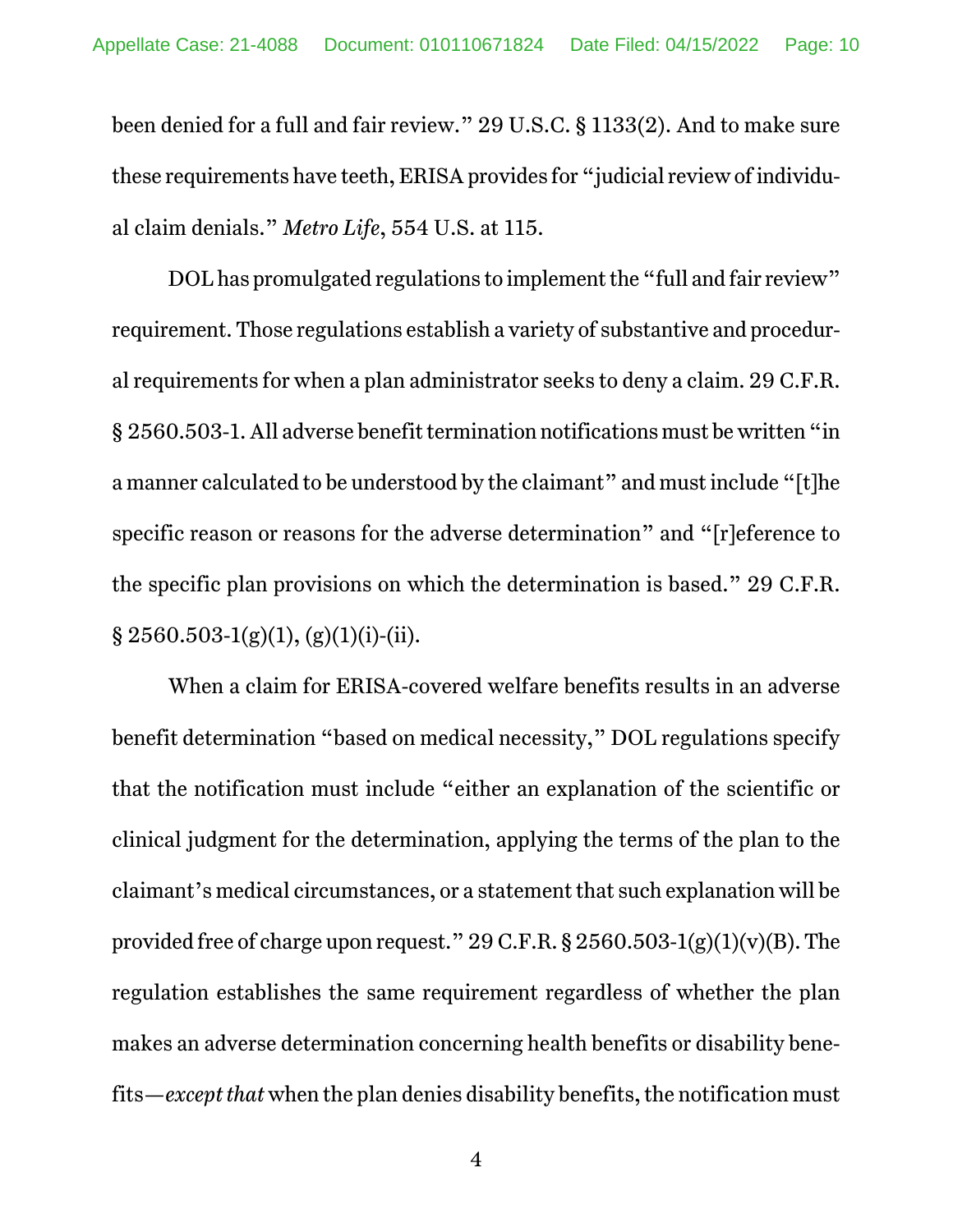been denied for a full and fair review." 29 U.S.C. § 1133(2). And to make sure these requirements have teeth, ERISA provides for "judicial review of individual claim denials." *Metro Life*, 554 U.S. at 115.

DOL has promulgated regulations to implement the "full and fair review" requirement. Those regulations establish a variety of substantive and procedural requirements for when a plan administrator seeks to deny a claim. 29 C.F.R. § 2560.503-1. All adverse benefit termination notifications must be written "in a manner calculated to be understood by the claimant" and must include "[t]he specific reason or reasons for the adverse determination" and "[r]eference to the specific plan provisions on which the determination is based." 29 C.F.R. § 2560.503-1(g)(1), (g)(1)(i)-(ii).

When a claim for ERISA-covered welfare benefits results in an adverse benefit determination "based on medical necessity," DOL regulations specify that the notification must include "either an explanation of the scientific or clinical judgment for the determination, applying the terms of the plan to the claimant's medical circumstances, or a statement that such explanation will be provided free of charge upon request." 29 C.F.R. § 2560.503-1(g)(1)(v)(B). The regulation establishes the same requirement regardless of whether the plan makes an adverse determination concerning health benefits or disability benefits—*except that* when the plan denies disability benefits, the notification must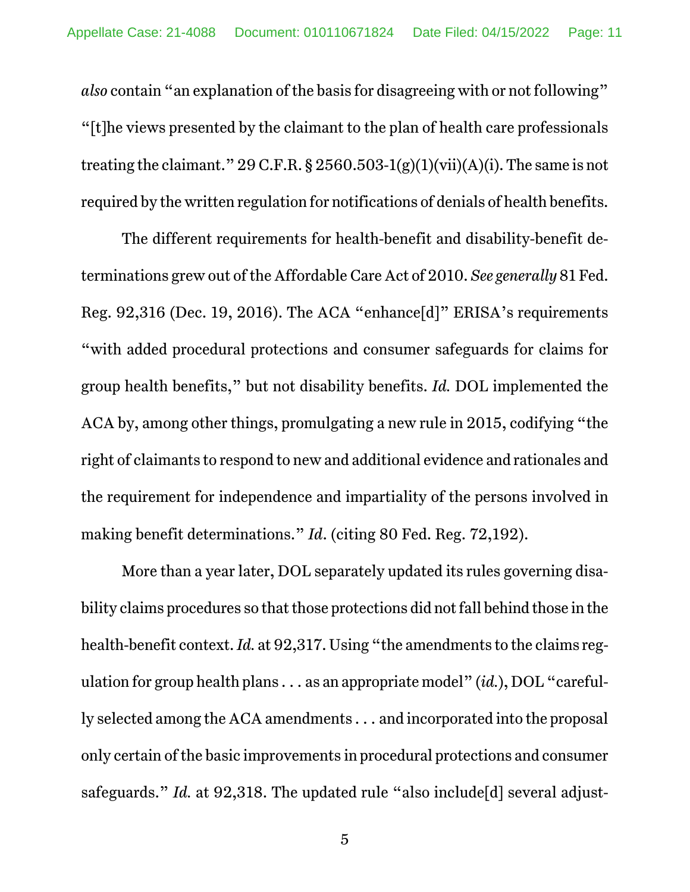*also* contain "an explanation of the basis for disagreeing with or not following" "[t]he views presented by the claimant to the plan of health care professionals treating the claimant." 29 C.F.R. § 2560.503-1(g)(1)(vii)(A)(i). The same is not required by the written regulation for notifications of denials of health benefits.

The different requirements for health-benefit and disability-benefit determinations grew out of the Affordable Care Act of 2010. *See generally* 81 Fed. Reg. 92,316 (Dec. 19, 2016). The ACA "enhance[d]" ERISA's requirements "with added procedural protections and consumer safeguards for claims for group health benefits," but not disability benefits. *Id.* DOL implemented the ACA by, among other things, promulgating a new rule in 2015, codifying "the right of claimants to respond to new and additional evidence and rationales and the requirement for independence and impartiality of the persons involved in making benefit determinations." *Id.* (citing 80 Fed. Reg. 72,192).

More than a year later, DOL separately updated its rules governing disability claims procedures so that those protections did not fall behind those in the health-benefit context. *Id.* at 92,317. Using "the amendments to the claims regulation for group health plans . . . as an appropriate model" (*id.*), DOL "carefully selected among the ACA amendments . . . and incorporated into the proposal only certain of the basic improvements in procedural protections and consumer safeguards." *Id.* at 92,318. The updated rule "also include[d] several adjust-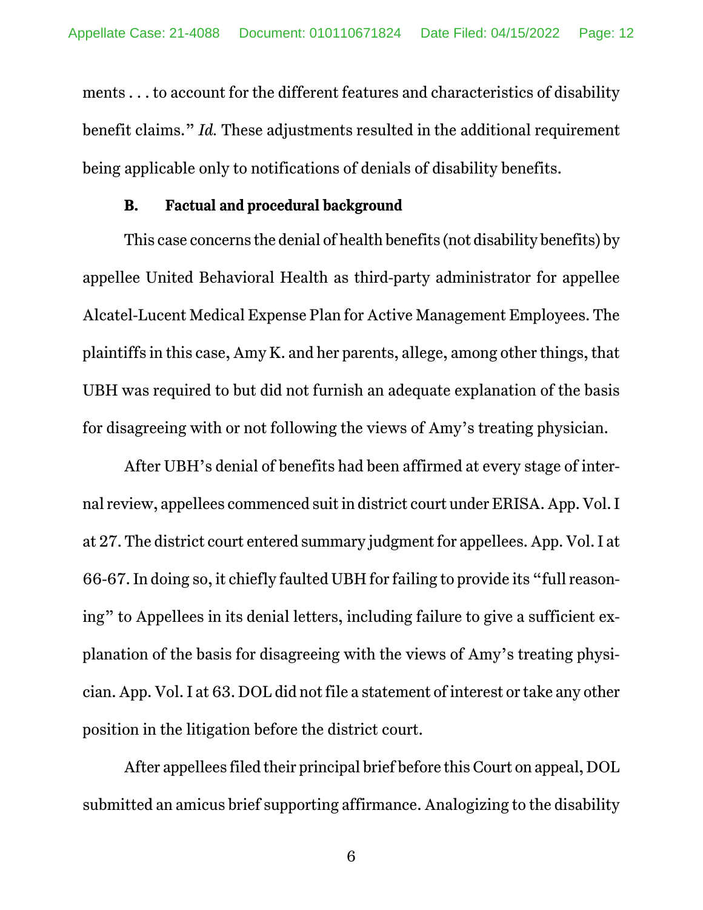ments . . . to account for the different features and characteristics of disability benefit claims." *Id.* These adjustments resulted in the additional requirement being applicable only to notifications of denials of disability benefits.

### B. Factual and procedural background

This case concerns the denial of health benefits (not disability benefits) by appellee United Behavioral Health as third-party administrator for appellee Alcatel-Lucent Medical Expense Plan for Active Management Employees. The plaintiffs in this case, Amy K. and her parents, allege, among other things, that UBH was required to but did not furnish an adequate explanation of the basis for disagreeing with or not following the views of Amy's treating physician.

After UBH's denial of benefits had been affirmed at every stage of internal review, appellees commenced suit in district court under ERISA. App. Vol. I at 27. The district court entered summary judgment for appellees. App. Vol. I at 66-67. In doing so, it chiefly faulted UBH for failing to provide its "full reasoning" to Appellees in its denial letters, including failure to give a sufficient explanation of the basis for disagreeing with the views of Amy's treating physician. App. Vol. I at 63. DOL did not file a statement of interest or take any other position in the litigation before the district court.

After appellees filed their principal brief before this Court on appeal, DOL submitted an amicus brief supporting affirmance. Analogizing to the disability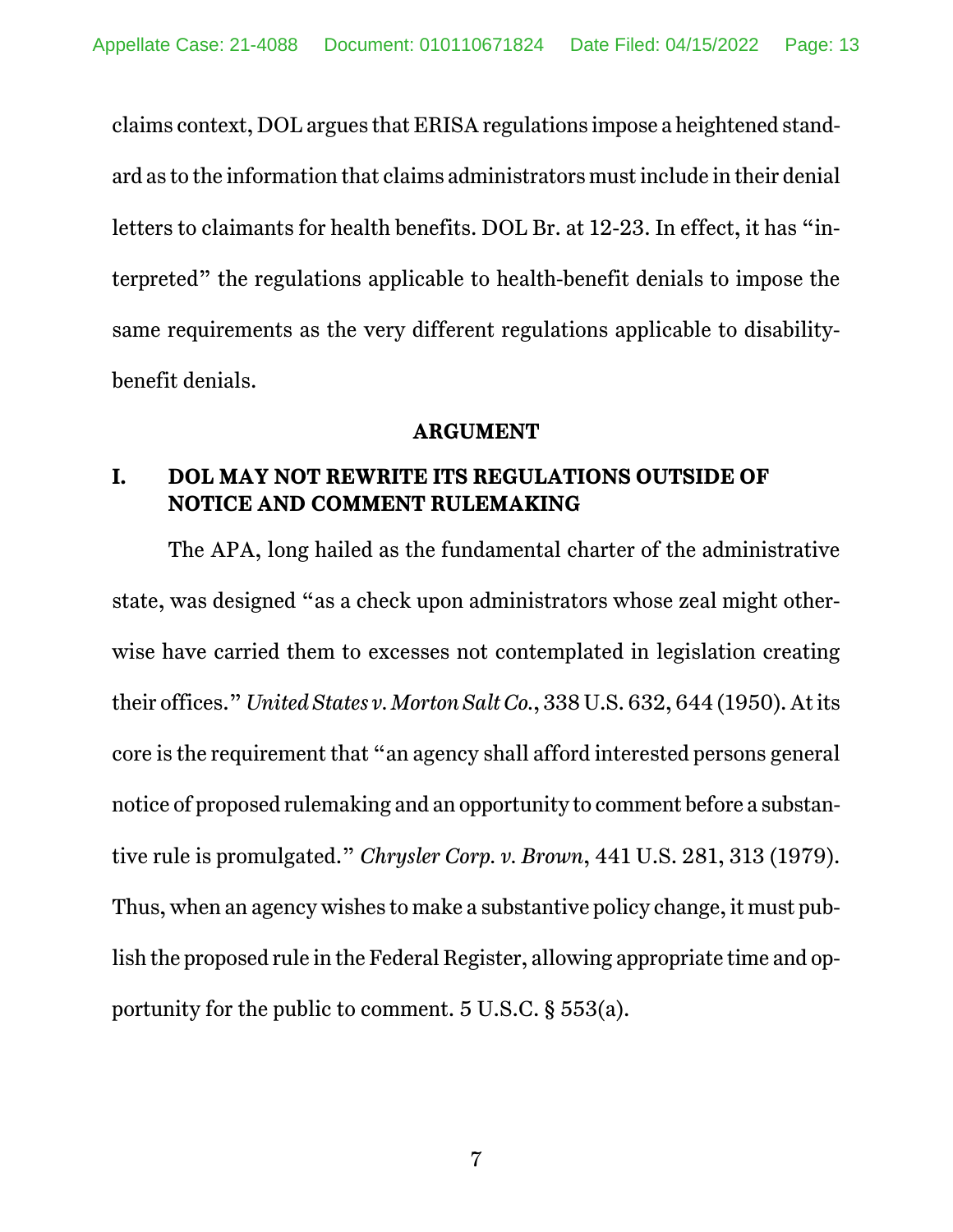claims context, DOL argues that ERISA regulations impose a heightened standard as to the information that claims administrators must include in their denial letters to claimants for health benefits. DOL Br. at 12-23. In effect, it has "interpreted" the regulations applicable to health-benefit denials to impose the same requirements as the very different regulations applicable to disability-benefit denials.

## ARGUMENT

### I. DOL MAY NOT REWRITE ITS REGULATIONS OUTSIDE OF NOTICE AND COMMENT RULEMAKING

The APA, long hailed as the fundamental charter of the administrative state, was designed "as a check upon administrators whose zeal might otherwise have carried them to excesses not contemplated in legislation creating their offices." *United States v. Morton Salt Co.*, 338 U.S. 632, 644 (1950). At its core is the requirement that "an agency shall afford interested persons general notice of proposed rulemaking and an opportunity to comment before a substantive rule is promulgated." *Chrysler Corp. v. Brown*, 441 U.S. 281, 313 (1979). Thus, when an agency wishes to make a substantive policy change, it must publish the proposed rule in the Federal Register, allowing appropriate time and opportunity for the public to comment. 5 U.S.C. § 553(a).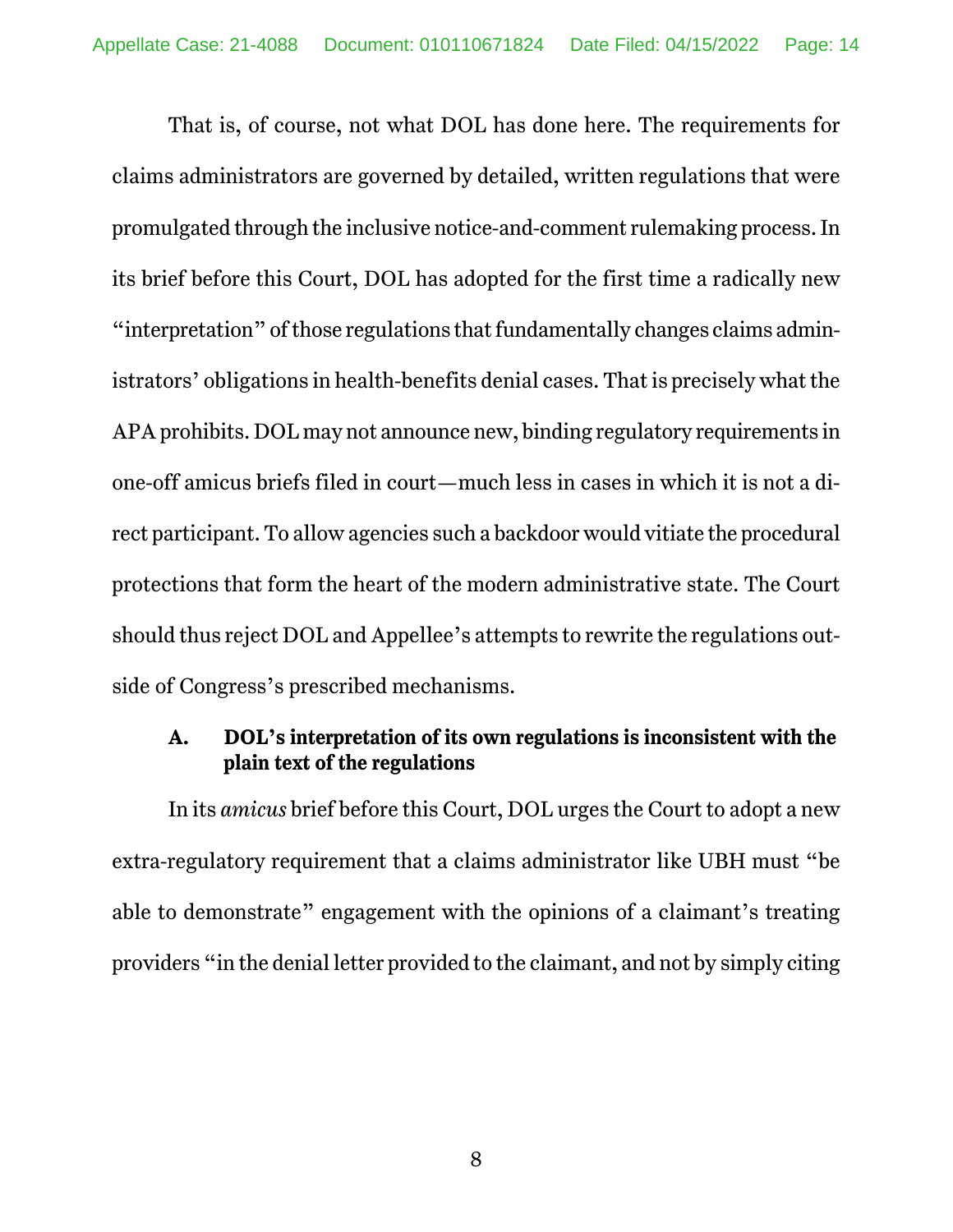That is, of course, not what DOL has done here. The requirements for claims administrators are governed by detailed, written regulations that were promulgated through the inclusive notice-and-comment rulemaking process. In its brief before this Court, DOL has adopted for the first time a radically new "interpretation" of those regulations that fundamentally changes claims administrators' obligations in health-benefits denial cases. That is precisely what the APA prohibits. DOL may not announce new, binding regulatory requirements in one-off amicus briefs filed in court—much less in cases in which it is not a direct participant. To allow agencies such a backdoor would vitiate the procedural protections that form the heart of the modern administrative state. The Court should thus reject DOL and Appellee's attempts to rewrite the regulations outside of Congress's prescribed mechanisms.

### A. DOL's interpretation of its own regulations is inconsistent with the plain text of the regulations

In its *amicus* brief before this Court, DOL urges the Court to adopt a new extra-regulatory requirement that a claims administrator like UBH must "be able to demonstrate" engagement with the opinions of a claimant's treating providers "in the denial letter provided to the claimant, and not by simply citing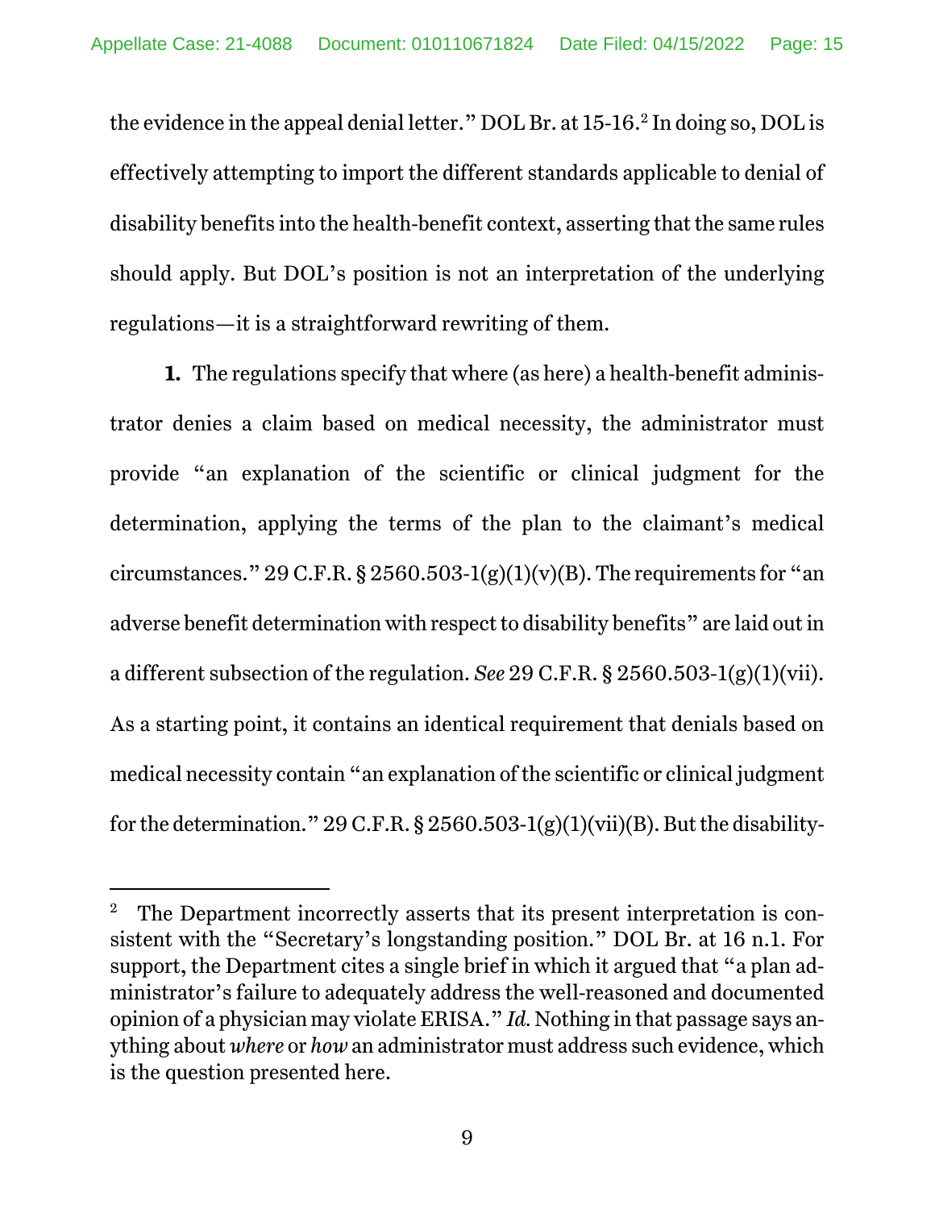the evidence in the appeal denial letter." DOL Br. at 15-16.[2] In doing so, DOL is effectively attempting to import the different standards applicable to denial of disability benefits into the health-benefit context, asserting that the same rules should apply. But DOL's position is not an interpretation of the underlying regulations—it is a straightforward rewriting of them.

**1.** The regulations specify that where (as here) a health-benefit administrator denies a claim based on medical necessity, the administrator must provide "an explanation of the scientific or clinical judgment for the determination, applying the terms of the plan to the claimant's medical circumstances." 29 C.F.R. § 2560.503-1(g)(1)(v)(B). The requirements for "an adverse benefit determination with respect to disability benefits" are laid out in a different subsection of the regulation. *See* 29 C.F.R. § 2560.503-1(g)(1)(vii). As a starting point, it contains an identical requirement that denials based on medical necessity contain "an explanation of the scientific or clinical judgment for the determination." 29 C.F.R. § 2560.503-1(g)(1)(vii)(B). But the disability-

---

[2] The Department incorrectly asserts that its present interpretation is consistent with the "Secretary's longstanding position." DOL Br. at 16 n.1. For support, the Department cites a single brief in which it argued that "a plan administrator's failure to adequately address the well-reasoned and documented opinion of a physician may violate ERISA." *Id.* Nothing in that passage says anything about *where* or *how* an administrator must address such evidence, which is the question presented here.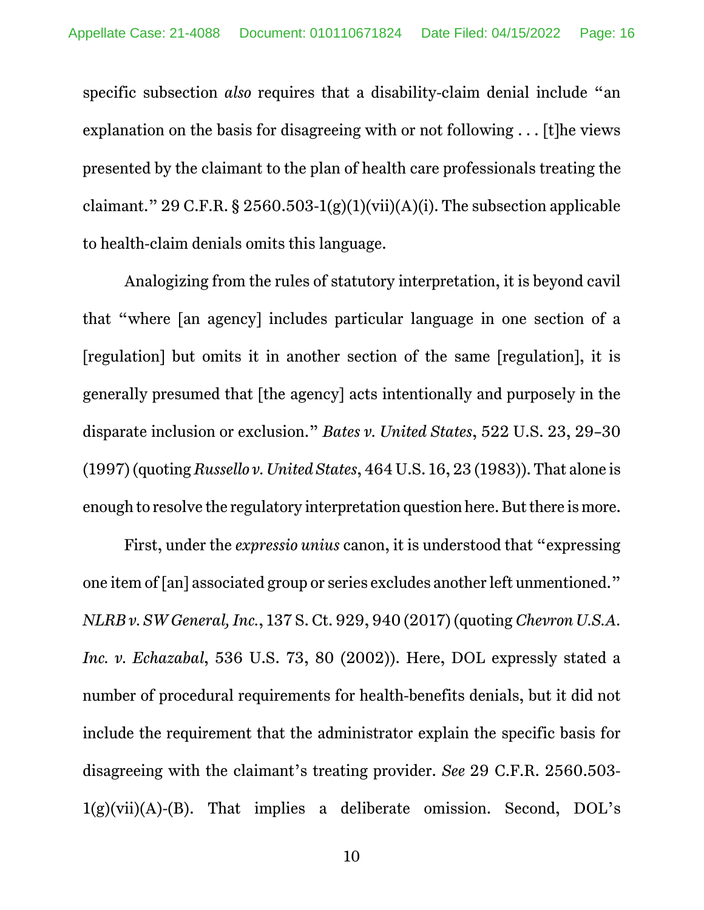specific subsection *also* requires that a disability-claim denial include "an explanation on the basis for disagreeing with or not following . . . [t]he views presented by the claimant to the plan of health care professionals treating the claimant." 29 C.F.R. § 2560.503-1(g)(1)(vii)(A)(i). The subsection applicable to health-claim denials omits this language.

Analogizing from the rules of statutory interpretation, it is beyond cavil that "where [an agency] includes particular language in one section of a [regulation] but omits it in another section of the same [regulation], it is generally presumed that [the agency] acts intentionally and purposely in the disparate inclusion or exclusion." *Bates v. United States*, 522 U.S. 23, 29–30 (1997) (quoting *Russello v. United States*, 464 U.S. 16, 23 (1983)). That alone is enough to resolve the regulatory interpretation question here. But there is more.

First, under the *expressio unius* canon, it is understood that "expressing one item of [an] associated group or series excludes another left unmentioned." *NLRB v. SW General, Inc.*, 137 S. Ct. 929, 940 (2017) (quoting *Chevron U.S.A. Inc. v. Echazabal*, 536 U.S. 73, 80 (2002)). Here, DOL expressly stated a number of procedural requirements for health-benefits denials, but it did not include the requirement that the administrator explain the specific basis for disagreeing with the claimant's treating provider. *See* 29 C.F.R. 2560.503-1(g)(vii)(A)-(B). That implies a deliberate omission. Second, DOL's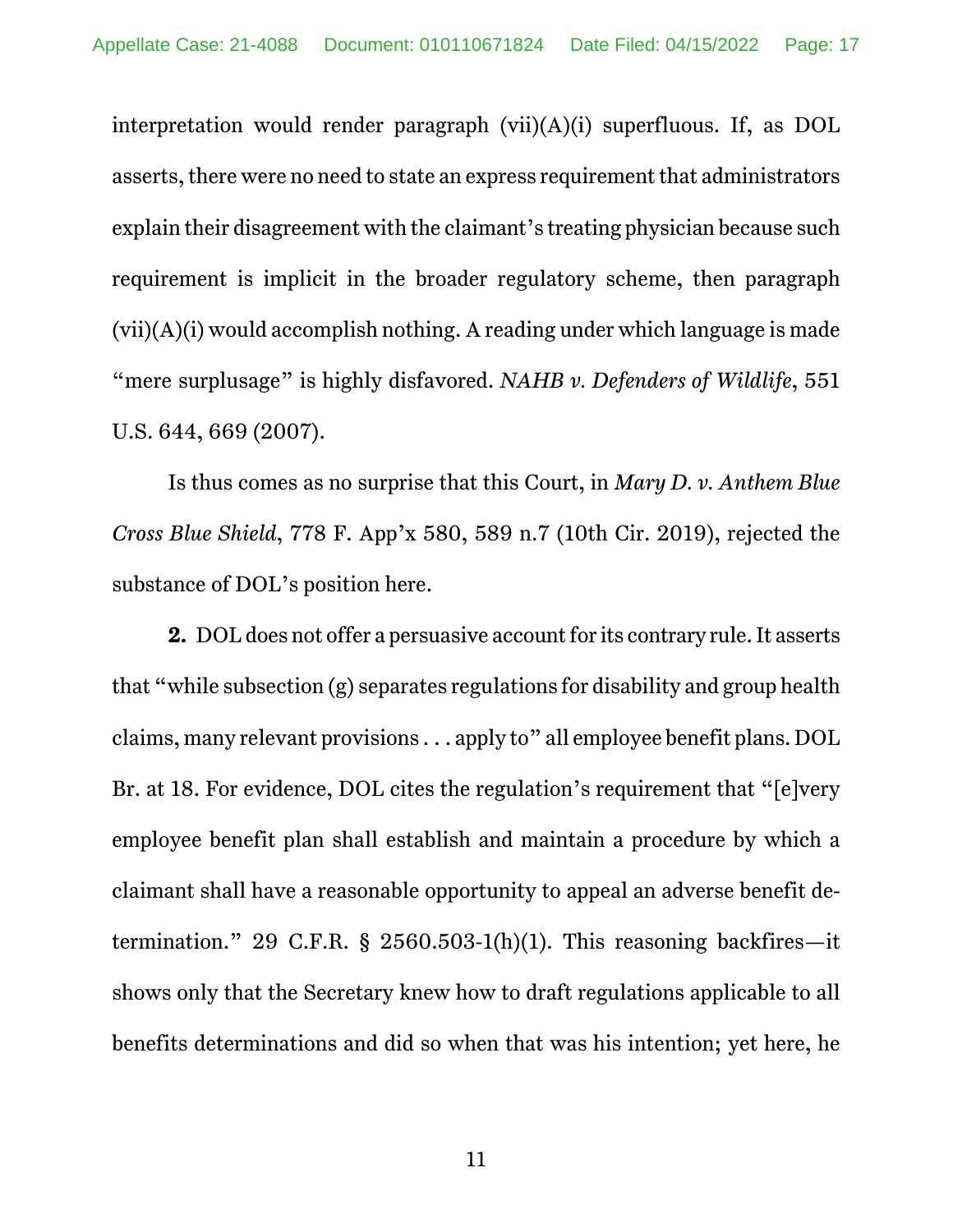interpretation would render paragraph (vii)(A)(i) superfluous. If, as DOL asserts, there were no need to state an express requirement that administrators explain their disagreement with the claimant's treating physician because such requirement is implicit in the broader regulatory scheme, then paragraph (vii)(A)(i) would accomplish nothing. A reading under which language is made "mere surplusage" is highly disfavored. *NAHB v. Defenders of Wildlife*, 551 U.S. 644, 669 (2007).

Is thus comes as no surprise that this Court, in *Mary D. v. Anthem Blue Cross Blue Shield*, 778 F. App'x 580, 589 n.7 (10th Cir. 2019), rejected the substance of DOL's position here.

**2.** DOL does not offer a persuasive account for its contrary rule. It asserts that "while subsection (g) separates regulations for disability and group health claims, many relevant provisions . . . apply to" all employee benefit plans. DOL Br. at 18. For evidence, DOL cites the regulation's requirement that "[e]very employee benefit plan shall establish and maintain a procedure by which a claimant shall have a reasonable opportunity to appeal an adverse benefit determination." 29 C.F.R. § 2560.503-1(h)(1). This reasoning backfires—it shows only that the Secretary knew how to draft regulations applicable to all benefits determinations and did so when that was his intention; yet here, he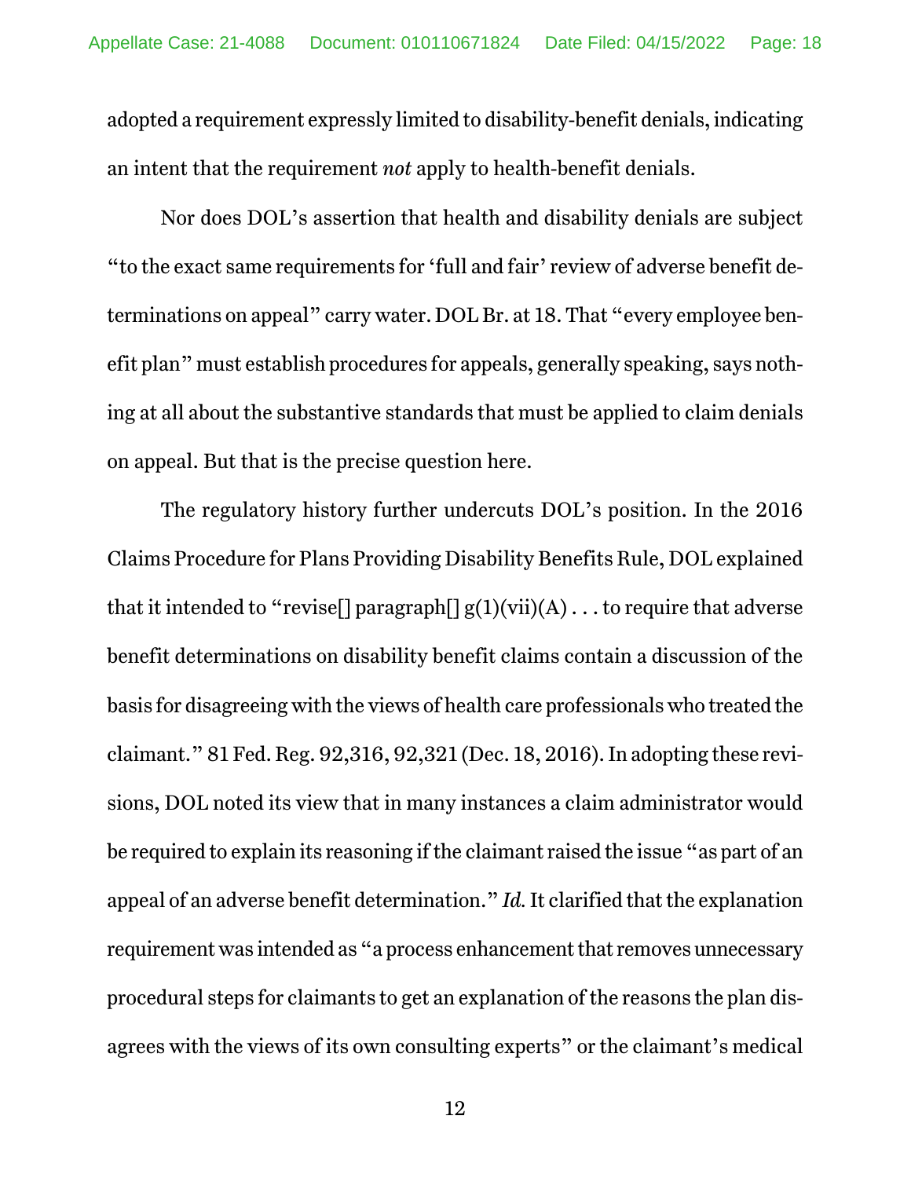adopted a requirement expressly limited to disability-benefit denials, indicating an intent that the requirement *not* apply to health-benefit denials.

Nor does DOL's assertion that health and disability denials are subject "to the exact same requirements for 'full and fair' review of adverse benefit determinations on appeal" carry water. DOL Br. at 18. That "every employee benefit plan" must establish procedures for appeals, generally speaking, says nothing at all about the substantive standards that must be applied to claim denials on appeal. But that is the precise question here.

The regulatory history further undercuts DOL's position. In the 2016 Claims Procedure for Plans Providing Disability Benefits Rule, DOL explained that it intended to "revise[] paragraph[] g(1)(vii)(A) . . . to require that adverse benefit determinations on disability benefit claims contain a discussion of the basis for disagreeing with the views of health care professionals who treated the claimant." 81 Fed. Reg. 92,316, 92,321 (Dec. 18, 2016). In adopting these revisions, DOL noted its view that in many instances a claim administrator would be required to explain its reasoning if the claimant raised the issue "as part of an appeal of an adverse benefit determination." *Id.* It clarified that the explanation requirement was intended as "a process enhancement that removes unnecessary procedural steps for claimants to get an explanation of the reasons the plan disagrees with the views of its own consulting experts" or the claimant's medical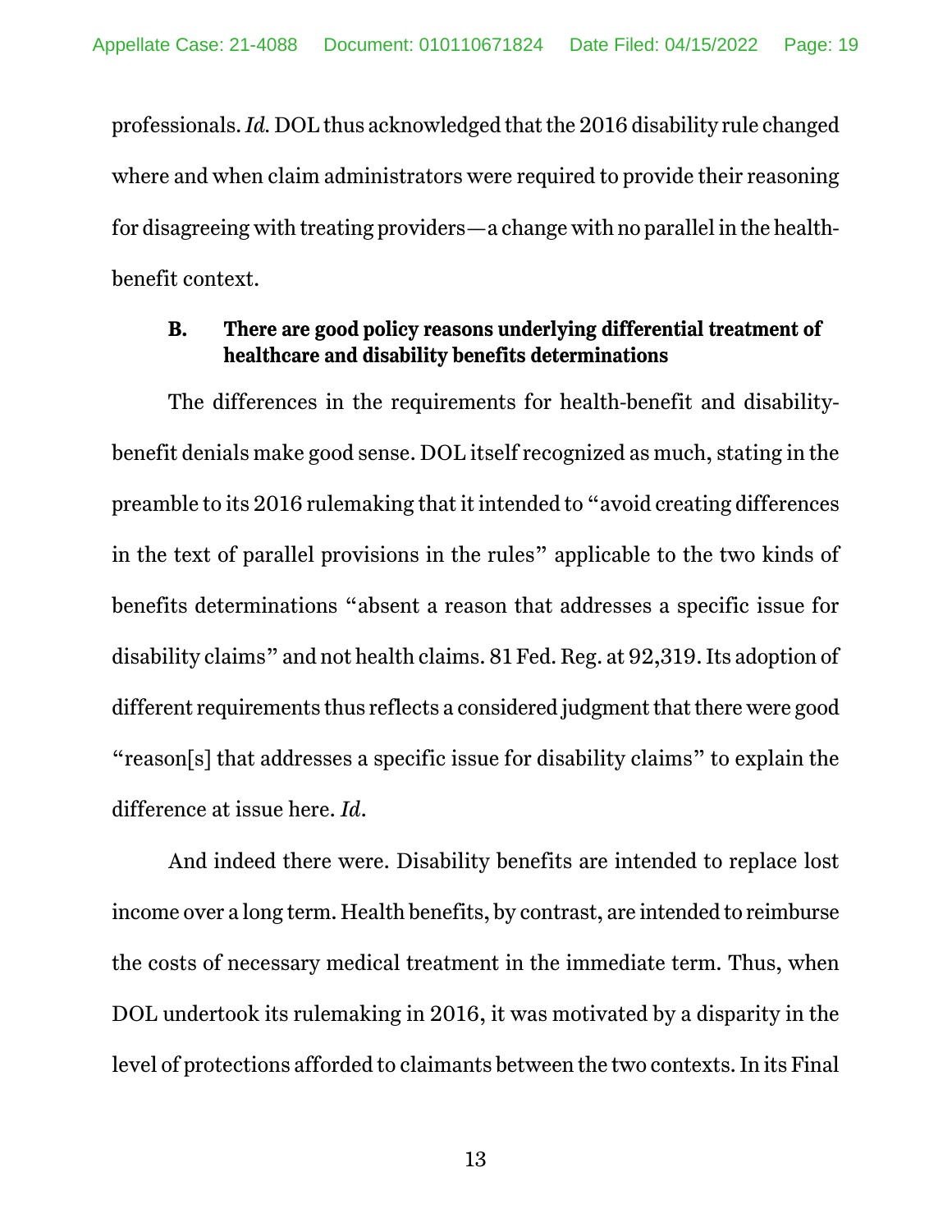professionals. *Id.* DOL thus acknowledged that the 2016 disability rule changed where and when claim administrators were required to provide their reasoning for disagreeing with treating providers—a change with no parallel in the health-benefit context.

### B. There are good policy reasons underlying differential treatment of healthcare and disability benefits determinations

The differences in the requirements for health-benefit and disability-benefit denials make good sense. DOL itself recognized as much, stating in the preamble to its 2016 rulemaking that it intended to "avoid creating differences in the text of parallel provisions in the rules" applicable to the two kinds of benefits determinations "absent a reason that addresses a specific issue for disability claims" and not health claims. 81 Fed. Reg. at 92,319. Its adoption of different requirements thus reflects a considered judgment that there were good "reason[s] that addresses a specific issue for disability claims" to explain the difference at issue here. *Id.*

And indeed there were. Disability benefits are intended to replace lost income over a long term. Health benefits, by contrast, are intended to reimburse the costs of necessary medical treatment in the immediate term. Thus, when DOL undertook its rulemaking in 2016, it was motivated by a disparity in the level of protections afforded to claimants between the two contexts. In its Final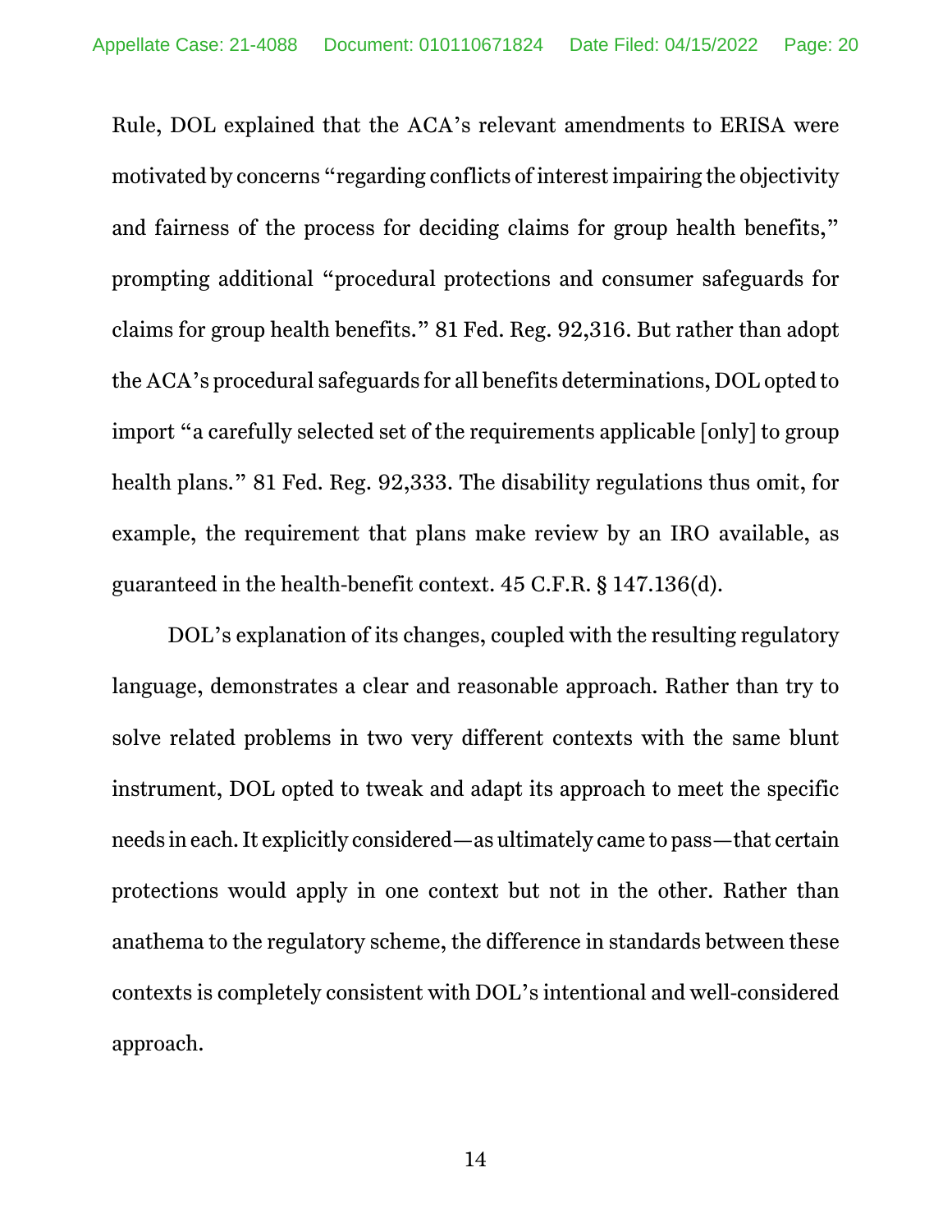Rule, DOL explained that the ACA's relevant amendments to ERISA were motivated by concerns "regarding conflicts of interest impairing the objectivity and fairness of the process for deciding claims for group health benefits," prompting additional "procedural protections and consumer safeguards for claims for group health benefits." 81 Fed. Reg. 92,316. But rather than adopt the ACA's procedural safeguards for all benefits determinations, DOL opted to import "a carefully selected set of the requirements applicable [only] to group health plans." 81 Fed. Reg. 92,333. The disability regulations thus omit, for example, the requirement that plans make review by an IRO available, as guaranteed in the health-benefit context. 45 C.F.R. § 147.136(d).

DOL's explanation of its changes, coupled with the resulting regulatory language, demonstrates a clear and reasonable approach. Rather than try to solve related problems in two very different contexts with the same blunt instrument, DOL opted to tweak and adapt its approach to meet the specific needs in each. It explicitly considered—as ultimately came to pass—that certain protections would apply in one context but not in the other. Rather than anathema to the regulatory scheme, the difference in standards between these contexts is completely consistent with DOL's intentional and well-considered approach.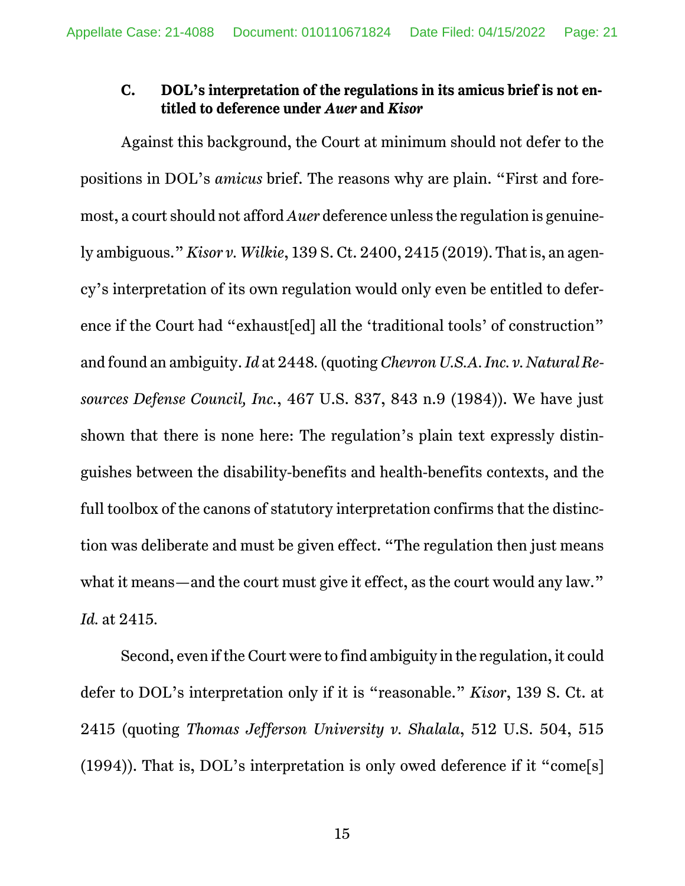### C. DOL's interpretation of the regulations in its amicus brief is not entitled to deference under *Auer* and *Kisor*

Against this background, the Court at minimum should not defer to the positions in DOL's *amicus* brief. The reasons why are plain. "First and foremost, a court should not afford *Auer* deference unless the regulation is genuinely ambiguous." *Kisor v. Wilkie*, 139 S. Ct. 2400, 2415 (2019). That is, an agency's interpretation of its own regulation would only even be entitled to deference if the Court had "exhaust[ed] all the 'traditional tools' of construction" and found an ambiguity. *Id* at 2448. (quoting *Chevron U.S.A. Inc. v. Natural Resources Defense Council, Inc.*, 467 U.S. 837, 843 n.9 (1984)). We have just shown that there is none here: The regulation's plain text expressly distinguishes between the disability-benefits and health-benefits contexts, and the full toolbox of the canons of statutory interpretation confirms that the distinction was deliberate and must be given effect. "The regulation then just means what it means—and the court must give it effect, as the court would any law." *Id.* at 2415.

Second, even if the Court were to find ambiguity in the regulation, it could defer to DOL's interpretation only if it is "reasonable." *Kisor*, 139 S. Ct. at 2415 (quoting *Thomas Jefferson University v. Shalala*, 512 U.S. 504, 515 (1994)). That is, DOL's interpretation is only owed deference if it "come[s]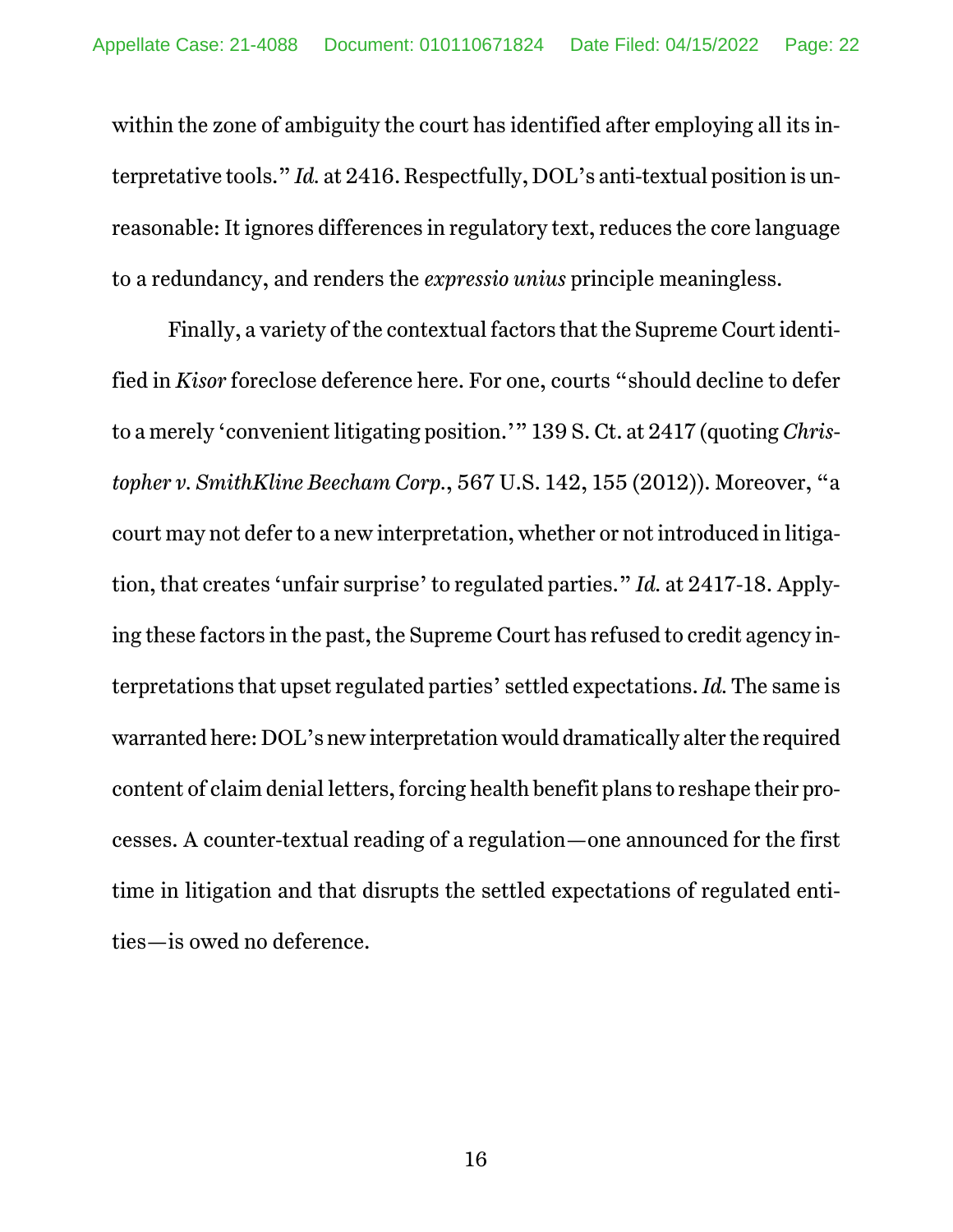within the zone of ambiguity the court has identified after employing all its interpretative tools." *Id.* at 2416. Respectfully, DOL's anti-textual position is unreasonable: It ignores differences in regulatory text, reduces the core language to a redundancy, and renders the *expressio unius* principle meaningless.

Finally, a variety of the contextual factors that the Supreme Court identified in *Kisor* foreclose deference here. For one, courts "should decline to defer to a merely 'convenient litigating position.'" 139 S. Ct. at 2417 (quoting *Christopher v. SmithKline Beecham Corp.*, 567 U.S. 142, 155 (2012)). Moreover, "a court may not defer to a new interpretation, whether or not introduced in litigation, that creates 'unfair surprise' to regulated parties." *Id.* at 2417-18. Applying these factors in the past, the Supreme Court has refused to credit agency interpretations that upset regulated parties' settled expectations. *Id.* The same is warranted here: DOL's new interpretation would dramatically alter the required content of claim denial letters, forcing health benefit plans to reshape their processes. A counter-textual reading of a regulation—one announced for the first time in litigation and that disrupts the settled expectations of regulated entities—is owed no deference.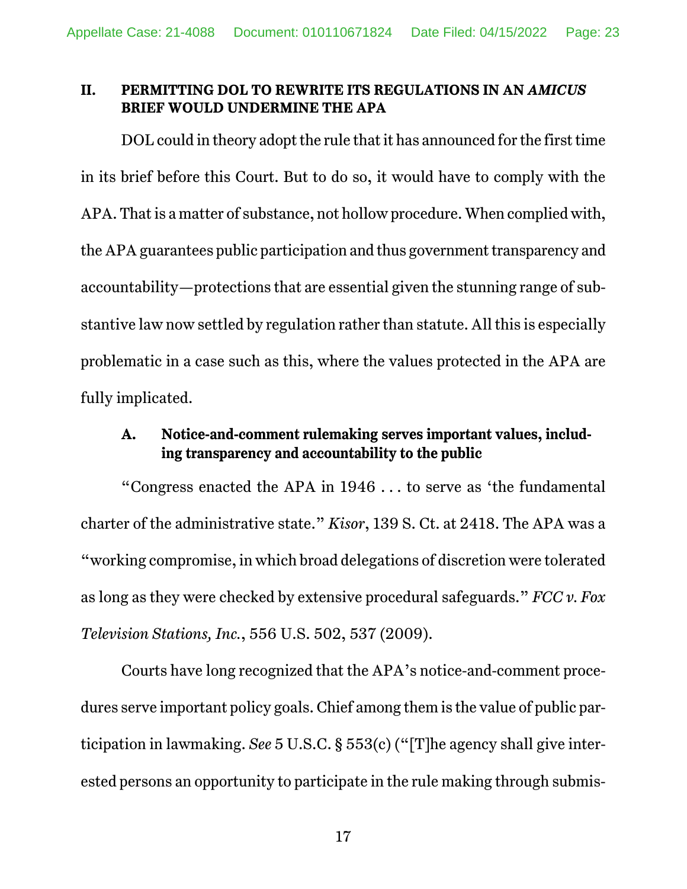## II. PERMITTING DOL TO REWRITE ITS REGULATIONS IN AN *AMICUS* BRIEF WOULD UNDERMINE THE APA

DOL could in theory adopt the rule that it has announced for the first time in its brief before this Court. But to do so, it would have to comply with the APA. That is a matter of substance, not hollow procedure. When complied with, the APA guarantees public participation and thus government transparency and accountability—protections that are essential given the stunning range of substantive law now settled by regulation rather than statute. All this is especially problematic in a case such as this, where the values protected in the APA are fully implicated.

### A. Notice-and-comment rulemaking serves important values, including transparency and accountability to the public

"Congress enacted the APA in 1946 . . . to serve as 'the fundamental charter of the administrative state.'" *Kisor*, 139 S. Ct. at 2418. The APA was a "working compromise, in which broad delegations of discretion were tolerated as long as they were checked by extensive procedural safeguards." *FCC v. Fox Television Stations, Inc.*, 556 U.S. 502, 537 (2009).

Courts have long recognized that the APA's notice-and-comment procedures serve important policy goals. Chief among them is the value of public participation in lawmaking. *See* 5 U.S.C. § 553(c) ("[T]he agency shall give interested persons an opportunity to participate in the rule making through submis-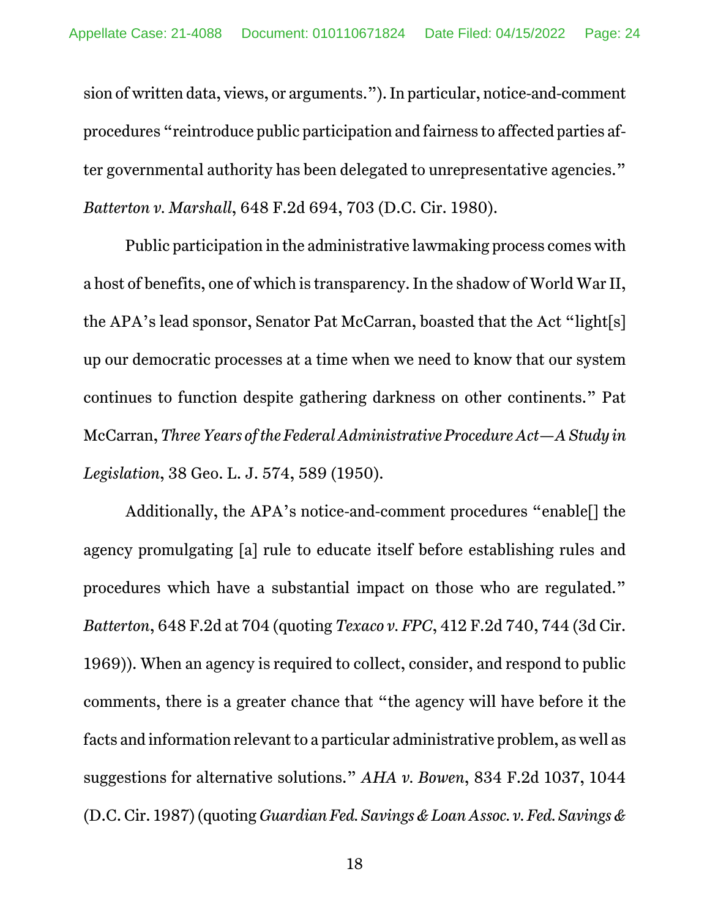sion of written data, views, or arguments."). In particular, notice-and-comment procedures "reintroduce public participation and fairness to affected parties after governmental authority has been delegated to unrepresentative agencies." *Batterton v. Marshall*, 648 F.2d 694, 703 (D.C. Cir. 1980).

Public participation in the administrative lawmaking process comes with a host of benefits, one of which is transparency. In the shadow of World War II, the APA's lead sponsor, Senator Pat McCarran, boasted that the Act "light[s] up our democratic processes at a time when we need to know that our system continues to function despite gathering darkness on other continents." Pat McCarran, *Three Years of the Federal Administrative Procedure Act—A Study in Legislation*, 38 Geo. L. J. 574, 589 (1950).

Additionally, the APA's notice-and-comment procedures "enable[] the agency promulgating [a] rule to educate itself before establishing rules and procedures which have a substantial impact on those who are regulated." *Batterton*, 648 F.2d at 704 (quoting *Texaco v. FPC*, 412 F.2d 740, 744 (3d Cir. 1969)). When an agency is required to collect, consider, and respond to public comments, there is a greater chance that "the agency will have before it the facts and information relevant to a particular administrative problem, as well as suggestions for alternative solutions." *AHA v. Bowen*, 834 F.2d 1037, 1044 (D.C. Cir. 1987) (quoting *Guardian Fed. Savings & Loan Assoc. v. Fed. Savings &*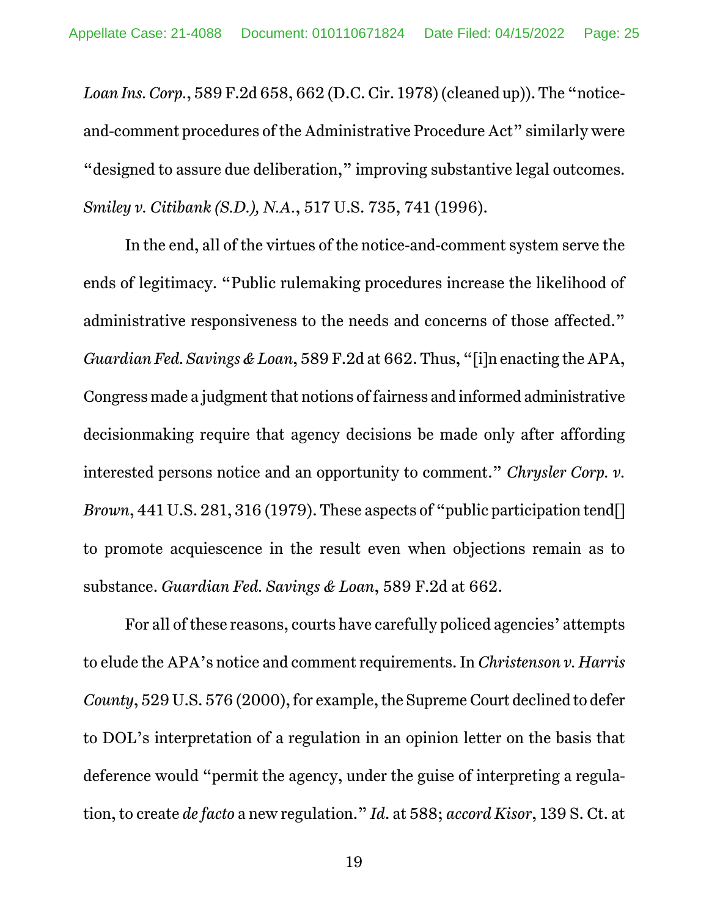*Loan Ins. Corp.*, 589 F.2d 658, 662 (D.C. Cir. 1978) (cleaned up)). The "notice-and-comment procedures of the Administrative Procedure Act" similarly were "designed to assure due deliberation," improving substantive legal outcomes. *Smiley v. Citibank (S.D.), N.A.*, 517 U.S. 735, 741 (1996).

In the end, all of the virtues of the notice-and-comment system serve the ends of legitimacy. "Public rulemaking procedures increase the likelihood of administrative responsiveness to the needs and concerns of those affected." *Guardian Fed. Savings & Loan*, 589 F.2d at 662. Thus, "[i]n enacting the APA, Congress made a judgment that notions of fairness and informed administrative decisionmaking require that agency decisions be made only after affording interested persons notice and an opportunity to comment." *Chrysler Corp. v. Brown*, 441 U.S. 281, 316 (1979). These aspects of "public participation tend[] to promote acquiescence in the result even when objections remain as to substance. *Guardian Fed. Savings & Loan*, 589 F.2d at 662.

For all of these reasons, courts have carefully policed agencies' attempts to elude the APA's notice and comment requirements. In *Christenson v. Harris County*, 529 U.S. 576 (2000), for example, the Supreme Court declined to defer to DOL's interpretation of a regulation in an opinion letter on the basis that deference would "permit the agency, under the guise of interpreting a regulation, to create *de facto* a new regulation." *Id.* at 588; *accord Kisor*, 139 S. Ct. at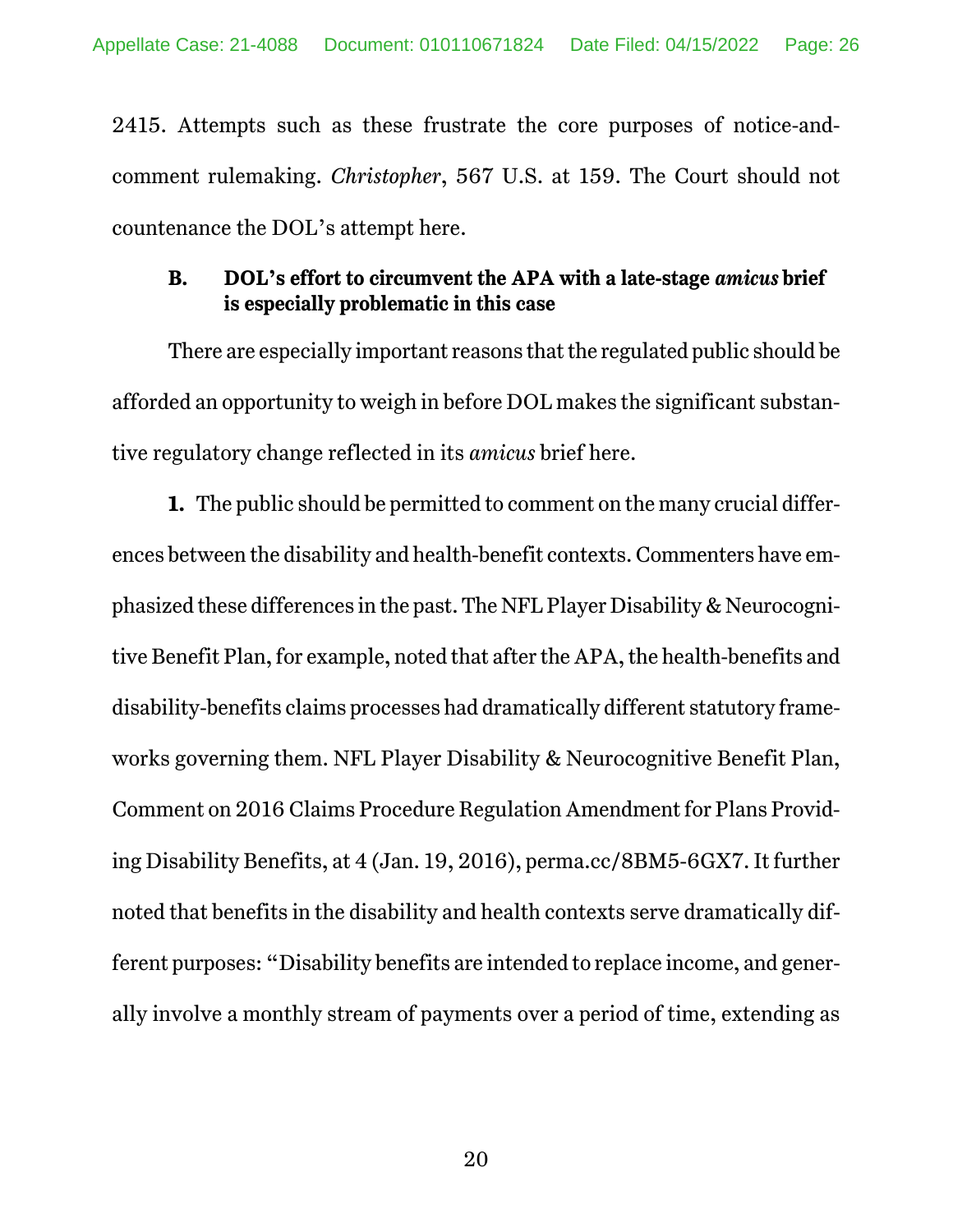2415. Attempts such as these frustrate the core purposes of notice-and-comment rulemaking. *Christopher*, 567 U.S. at 159. The Court should not countenance the DOL's attempt here.

### B. DOL's effort to circumvent the APA with a late-stage *amicus* brief is especially problematic in this case

There are especially important reasons that the regulated public should be afforded an opportunity to weigh in before DOL makes the significant substantive regulatory change reflected in its *amicus* brief here.

**1.** The public should be permitted to comment on the many crucial differences between the disability and health-benefit contexts. Commenters have emphasized these differences in the past. The NFL Player Disability & Neurocognitive Benefit Plan, for example, noted that after the APA, the health-benefits and disability-benefits claims processes had dramatically different statutory frameworks governing them. NFL Player Disability & Neurocognitive Benefit Plan, Comment on 2016 Claims Procedure Regulation Amendment for Plans Providing Disability Benefits, at 4 (Jan. 19, 2016), perma.cc/8BM5-6GX7. It further noted that benefits in the disability and health contexts serve dramatically different purposes: "Disability benefits are intended to replace income, and generally involve a monthly stream of payments over a period of time, extending as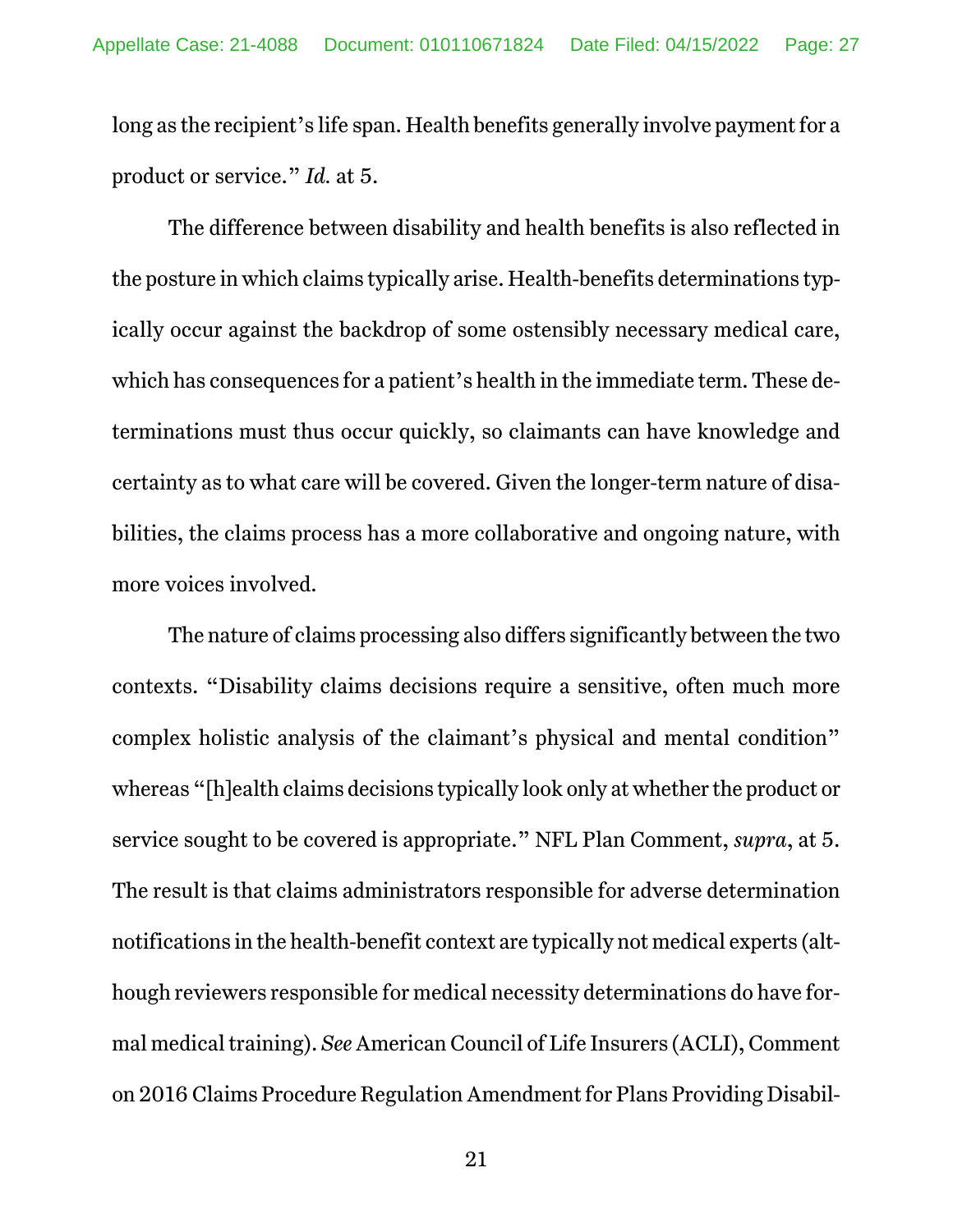long as the recipient's life span. Health benefits generally involve payment for a product or service." *Id.* at 5.

The difference between disability and health benefits is also reflected in the posture in which claims typically arise. Health-benefits determinations typically occur against the backdrop of some ostensibly necessary medical care, which has consequences for a patient's health in the immediate term. These determinations must thus occur quickly, so claimants can have knowledge and certainty as to what care will be covered. Given the longer-term nature of disabilities, the claims process has a more collaborative and ongoing nature, with more voices involved.

The nature of claims processing also differs significantly between the two contexts. "Disability claims decisions require a sensitive, often much more complex holistic analysis of the claimant's physical and mental condition" whereas "[h]ealth claims decisions typically look only at whether the product or service sought to be covered is appropriate." NFL Plan Comment, *supra*, at 5. The result is that claims administrators responsible for adverse determination notifications in the health-benefit context are typically not medical experts (although reviewers responsible for medical necessity determinations do have formal medical training). *See* American Council of Life Insurers (ACLI), Comment on 2016 Claims Procedure Regulation Amendment for Plans Providing Disabil-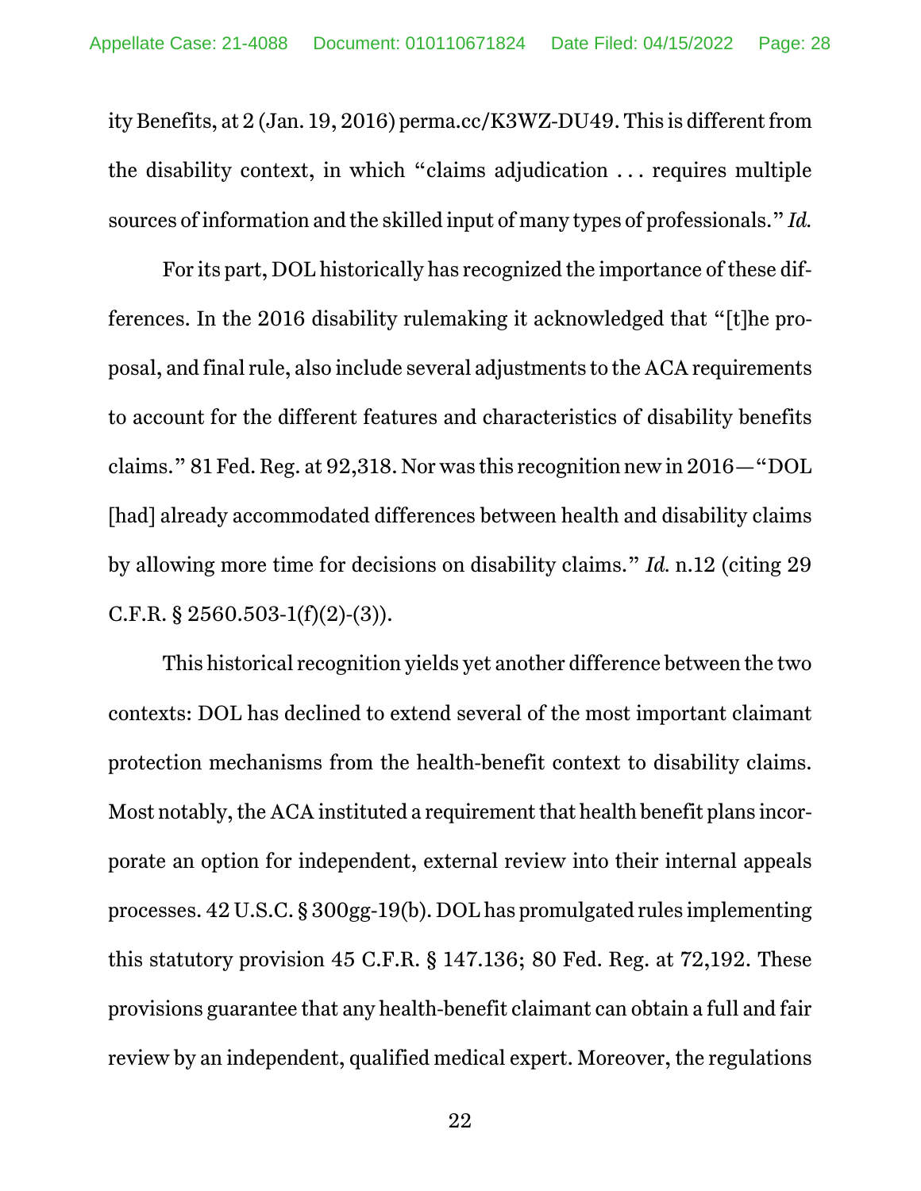ity Benefits, at 2 (Jan. 19, 2016) perma.cc/K3WZ-DU49. This is different from the disability context, in which "claims adjudication . . . requires multiple sources of information and the skilled input of many types of professionals." *Id.*

For its part, DOL historically has recognized the importance of these differences. In the 2016 disability rulemaking it acknowledged that "[t]he proposal, and final rule, also include several adjustments to the ACA requirements to account for the different features and characteristics of disability benefits claims." 81 Fed. Reg. at 92,318. Nor was this recognition new in 2016—"DOL [had] already accommodated differences between health and disability claims by allowing more time for decisions on disability claims." *Id.* n.12 (citing 29 C.F.R. § 2560.503-1(f)(2)-(3)).

This historical recognition yields yet another difference between the two contexts: DOL has declined to extend several of the most important claimant protection mechanisms from the health-benefit context to disability claims. Most notably, the ACA instituted a requirement that health benefit plans incorporate an option for independent, external review into their internal appeals processes. 42 U.S.C. § 300gg-19(b). DOL has promulgated rules implementing this statutory provision 45 C.F.R. § 147.136; 80 Fed. Reg. at 72,192. These provisions guarantee that any health-benefit claimant can obtain a full and fair review by an independent, qualified medical expert. Moreover, the regulations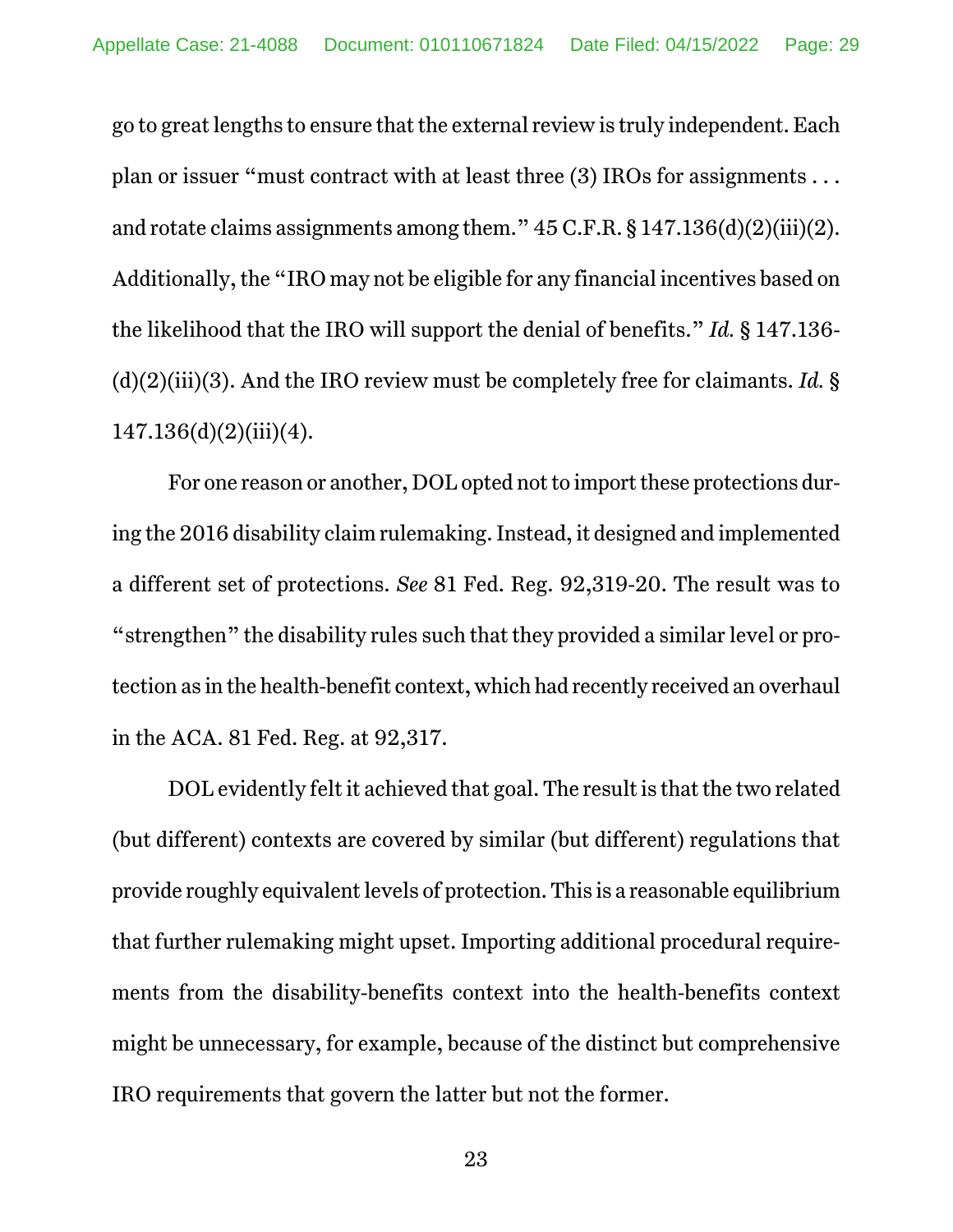go to great lengths to ensure that the external review is truly independent. Each plan or issuer "must contract with at least three (3) IROs for assignments . . . and rotate claims assignments among them." 45 C.F.R. § 147.136(d)(2)(iii)(2). Additionally, the "IRO may not be eligible for any financial incentives based on the likelihood that the IRO will support the denial of benefits." *Id.* § 147.136-(d)(2)(iii)(3). And the IRO review must be completely free for claimants. *Id.* § 147.136(d)(2)(iii)(4).

For one reason or another, DOL opted not to import these protections during the 2016 disability claim rulemaking. Instead, it designed and implemented a different set of protections. *See* 81 Fed. Reg. 92,319-20. The result was to "strengthen" the disability rules such that they provided a similar level or protection as in the health-benefit context, which had recently received an overhaul in the ACA. 81 Fed. Reg. at 92,317.

DOL evidently felt it achieved that goal. The result is that the two related (but different) contexts are covered by similar (but different) regulations that provide roughly equivalent levels of protection. This is a reasonable equilibrium that further rulemaking might upset. Importing additional procedural requirements from the disability-benefits context into the health-benefits context might be unnecessary, for example, because of the distinct but comprehensive IRO requirements that govern the latter but not the former.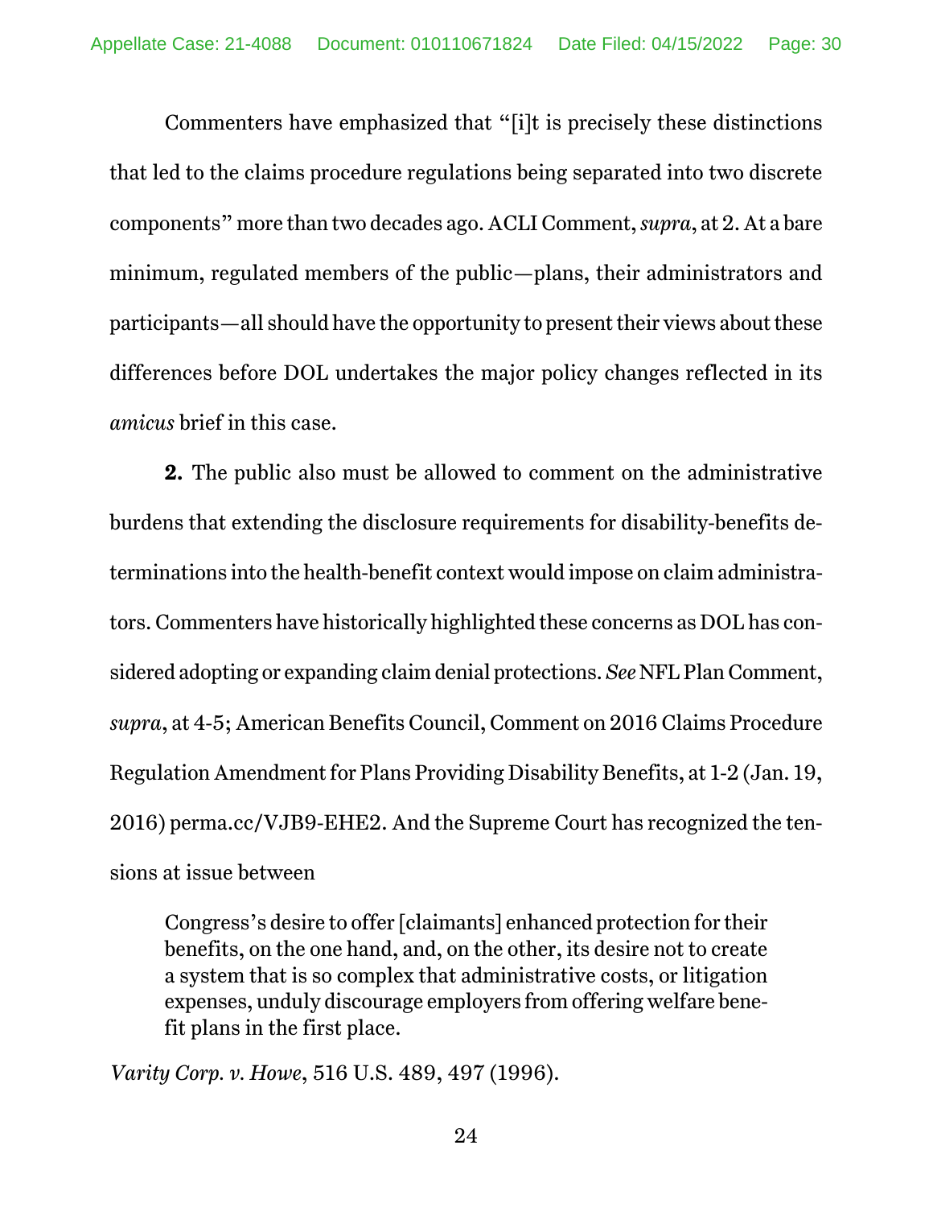Commenters have emphasized that "[i]t is precisely these distinctions that led to the claims procedure regulations being separated into two discrete components" more than two decades ago. ACLI Comment, *supra*, at 2. At a bare minimum, regulated members of the public—plans, their administrators and participants—all should have the opportunity to present their views about these differences before DOL undertakes the major policy changes reflected in its *amicus* brief in this case.

**2.** The public also must be allowed to comment on the administrative burdens that extending the disclosure requirements for disability-benefits determinations into the health-benefit context would impose on claim administrators. Commenters have historically highlighted these concerns as DOL has considered adopting or expanding claim denial protections. *See* NFL Plan Comment, *supra*, at 4-5; American Benefits Council, Comment on 2016 Claims Procedure Regulation Amendment for Plans Providing Disability Benefits, at 1-2 (Jan. 19, 2016) perma.cc/VJB9-EHE2. And the Supreme Court has recognized the tensions at issue between

> Congress's desire to offer [claimants] enhanced protection for their benefits, on the one hand, and, on the other, its desire not to create a system that is so complex that administrative costs, or litigation expenses, unduly discourage employers from offering welfare benefit plans in the first place.

*Varity Corp. v. Howe*, 516 U.S. 489, 497 (1996).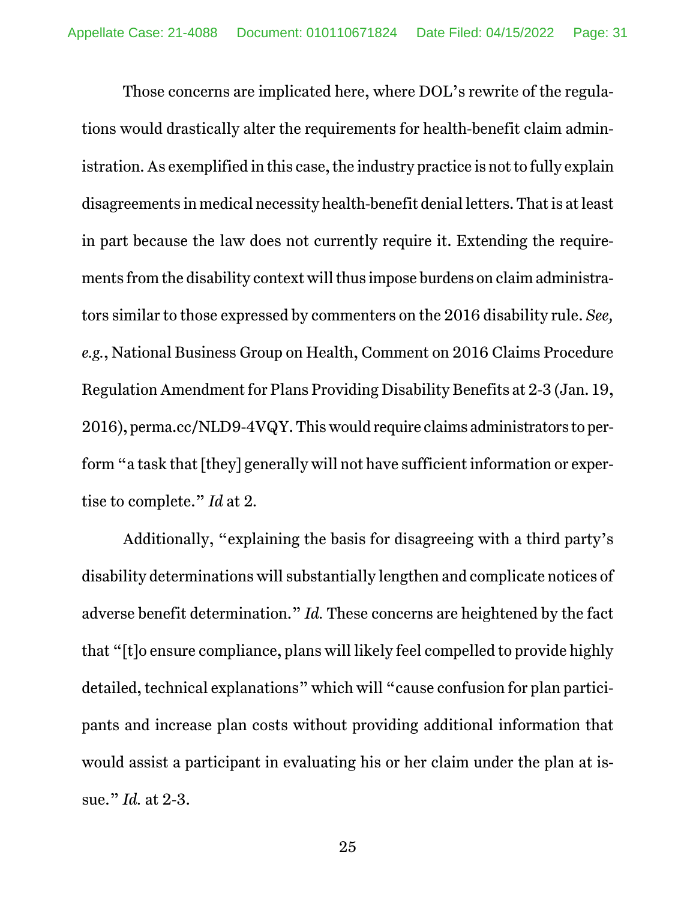Those concerns are implicated here, where DOL's rewrite of the regulations would drastically alter the requirements for health-benefit claim administration. As exemplified in this case, the industry practice is not to fully explain disagreements in medical necessity health-benefit denial letters. That is at least in part because the law does not currently require it. Extending the requirements from the disability context will thus impose burdens on claim administrators similar to those expressed by commenters on the 2016 disability rule. *See, e.g.*, National Business Group on Health, Comment on 2016 Claims Procedure Regulation Amendment for Plans Providing Disability Benefits at 2-3 (Jan. 19, 2016), perma.cc/NLD9-4VQY. This would require claims administrators to perform "a task that [they] generally will not have sufficient information or expertise to complete." *Id* at 2.

Additionally, "explaining the basis for disagreeing with a third party's disability determinations will substantially lengthen and complicate notices of adverse benefit determination." *Id.* These concerns are heightened by the fact that "[t]o ensure compliance, plans will likely feel compelled to provide highly detailed, technical explanations" which will "cause confusion for plan participants and increase plan costs without providing additional information that would assist a participant in evaluating his or her claim under the plan at issue." *Id.* at 2-3.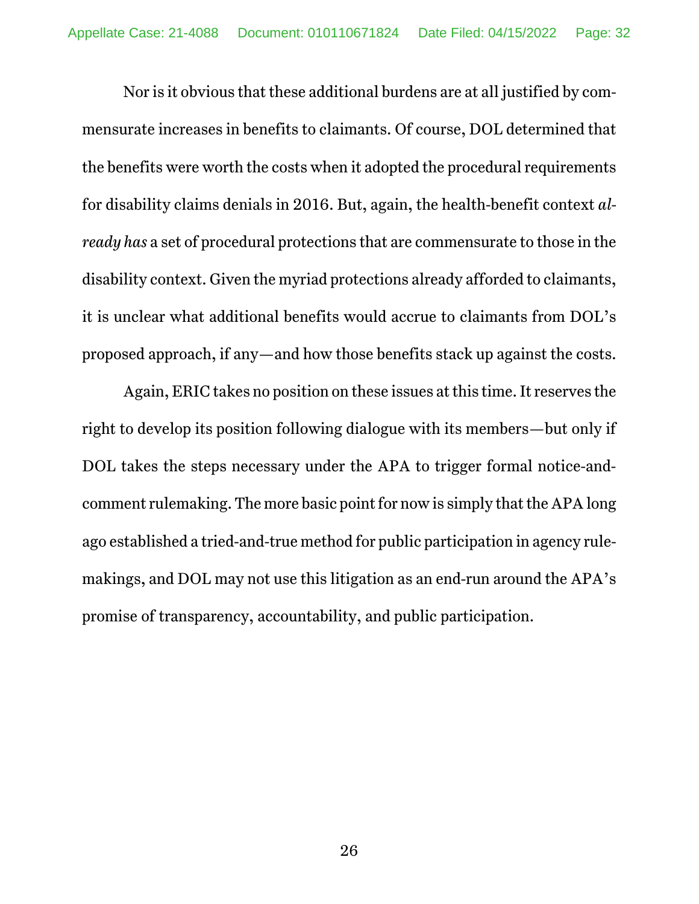Nor is it obvious that these additional burdens are at all justified by commensurate increases in benefits to claimants. Of course, DOL determined that the benefits were worth the costs when it adopted the procedural requirements for disability claims denials in 2016. But, again, the health-benefit context *already has* a set of procedural protections that are commensurate to those in the disability context. Given the myriad protections already afforded to claimants, it is unclear what additional benefits would accrue to claimants from DOL's proposed approach, if any—and how those benefits stack up against the costs.

Again, ERIC takes no position on these issues at this time. It reserves the right to develop its position following dialogue with its members—but only if DOL takes the steps necessary under the APA to trigger formal notice-and-comment rulemaking. The more basic point for now is simply that the APA long ago established a tried-and-true method for public participation in agency rulemakings, and DOL may not use this litigation as an end-run around the APA's promise of transparency, accountability, and public participation.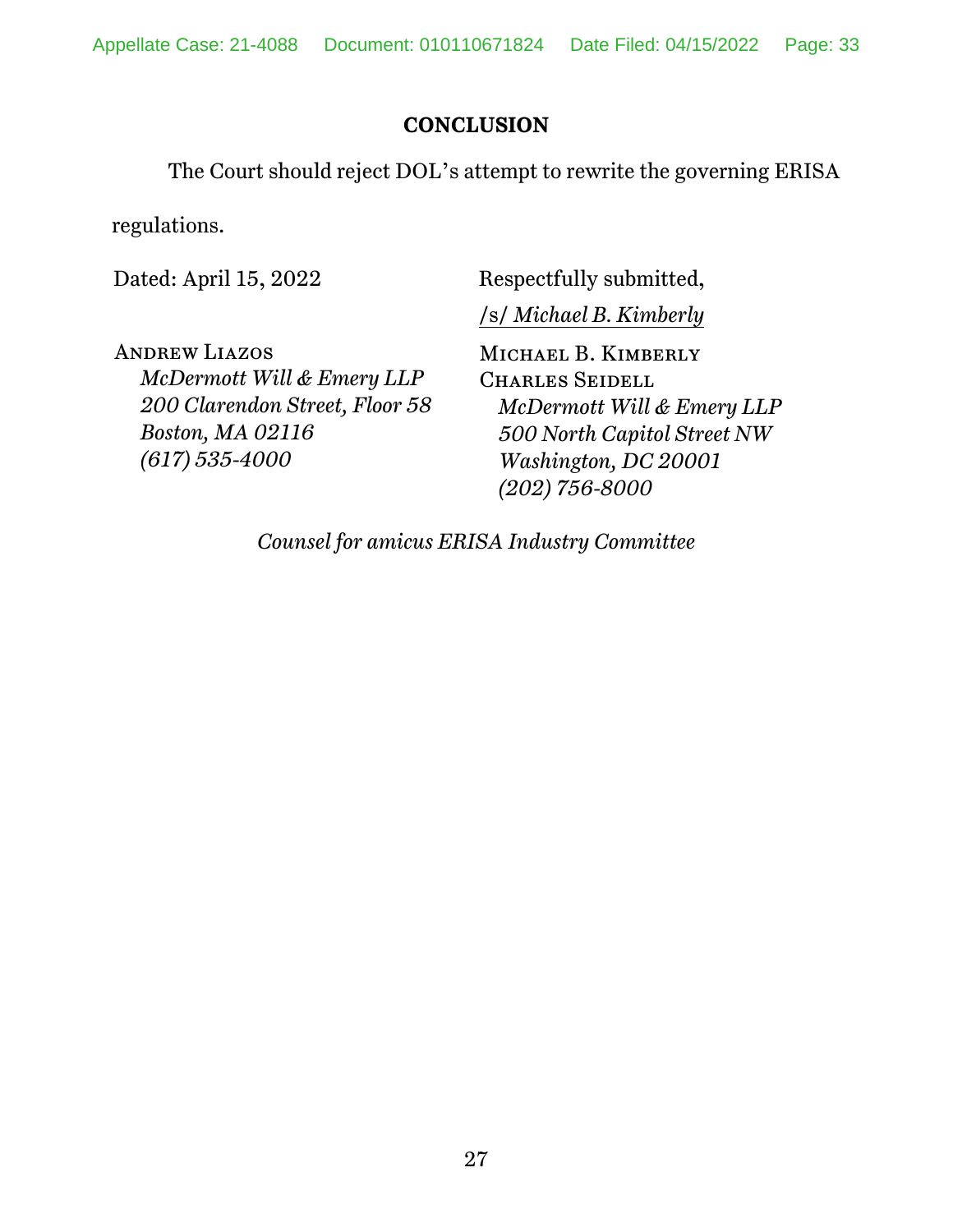## CONCLUSION

The Court should reject DOL's attempt to rewrite the governing ERISA regulations.

Dated: April 15, 2022

Respectfully submitted,

/s/ *Michael B. Kimberly*

ANDREW LIAZOS
*McDermott Will & Emery LLP*
*200 Clarendon Street, Floor 58*
*Boston, MA 02116*
*(617) 535-4000*

MICHAEL B. KIMBERLY
CHARLES SEIDELL
*McDermott Will & Emery LLP*
*500 North Capitol Street NW*
*Washington, DC 20001*
*(202) 756-8000*

*Counsel for amicus ERISA Industry Committee*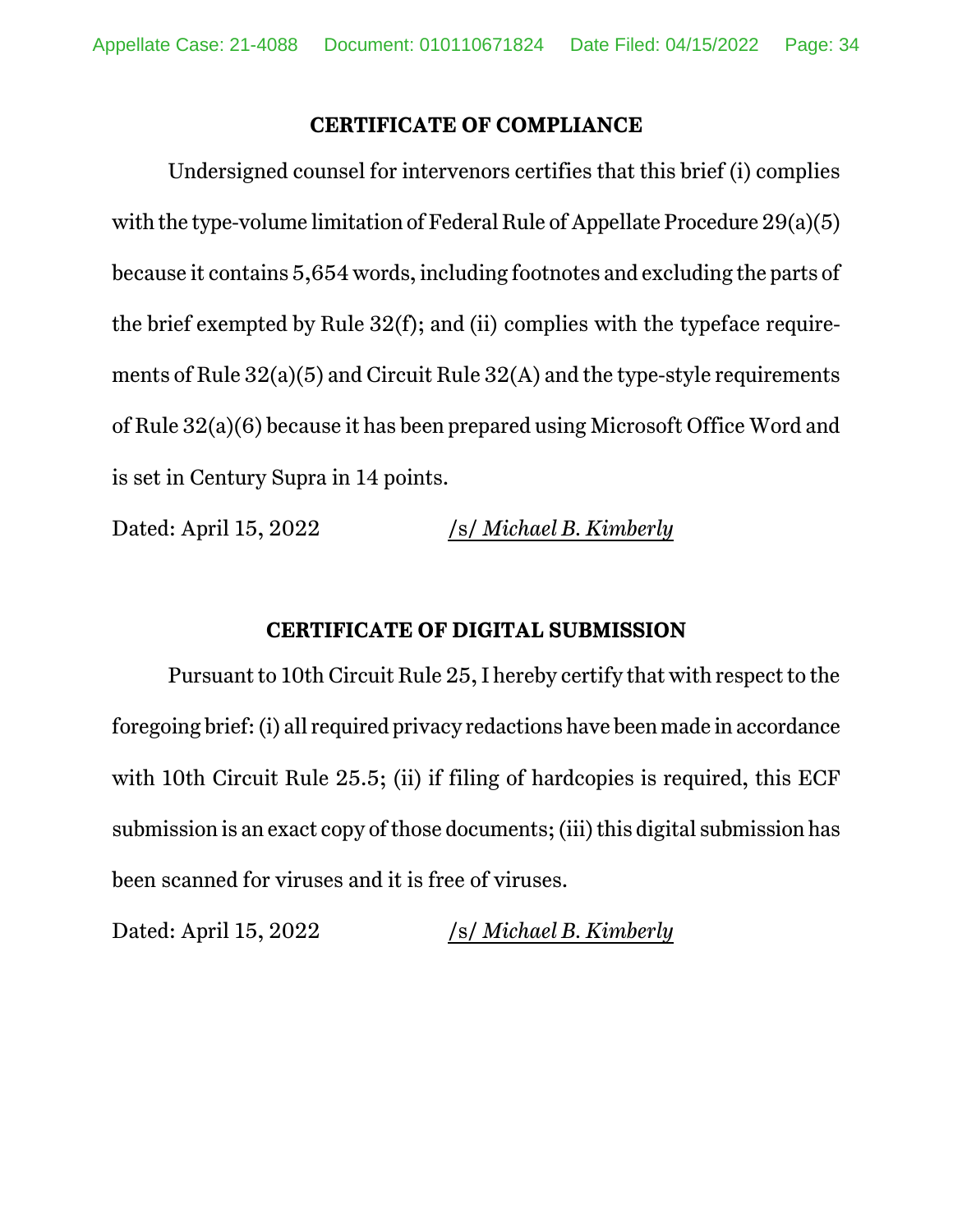## CERTIFICATE OF COMPLIANCE

Undersigned counsel for intervenors certifies that this brief (i) complies with the type-volume limitation of Federal Rule of Appellate Procedure 29(a)(5) because it contains 5,654 words, including footnotes and excluding the parts of the brief exempted by Rule 32(f); and (ii) complies with the typeface requirements of Rule 32(a)(5) and Circuit Rule 32(A) and the type-style requirements of Rule 32(a)(6) because it has been prepared using Microsoft Office Word and is set in Century Supra in 14 points.

Dated: April 15, 2022 /s/ *Michael B. Kimberly*

## CERTIFICATE OF DIGITAL SUBMISSION

Pursuant to 10th Circuit Rule 25, I hereby certify that with respect to the foregoing brief: (i) all required privacy redactions have been made in accordance with 10th Circuit Rule 25.5; (ii) if filing of hardcopies is required, this ECF submission is an exact copy of those documents; (iii) this digital submission has been scanned for viruses and it is free of viruses.

Dated: April 15, 2022 /s/ *Michael B. Kimberly*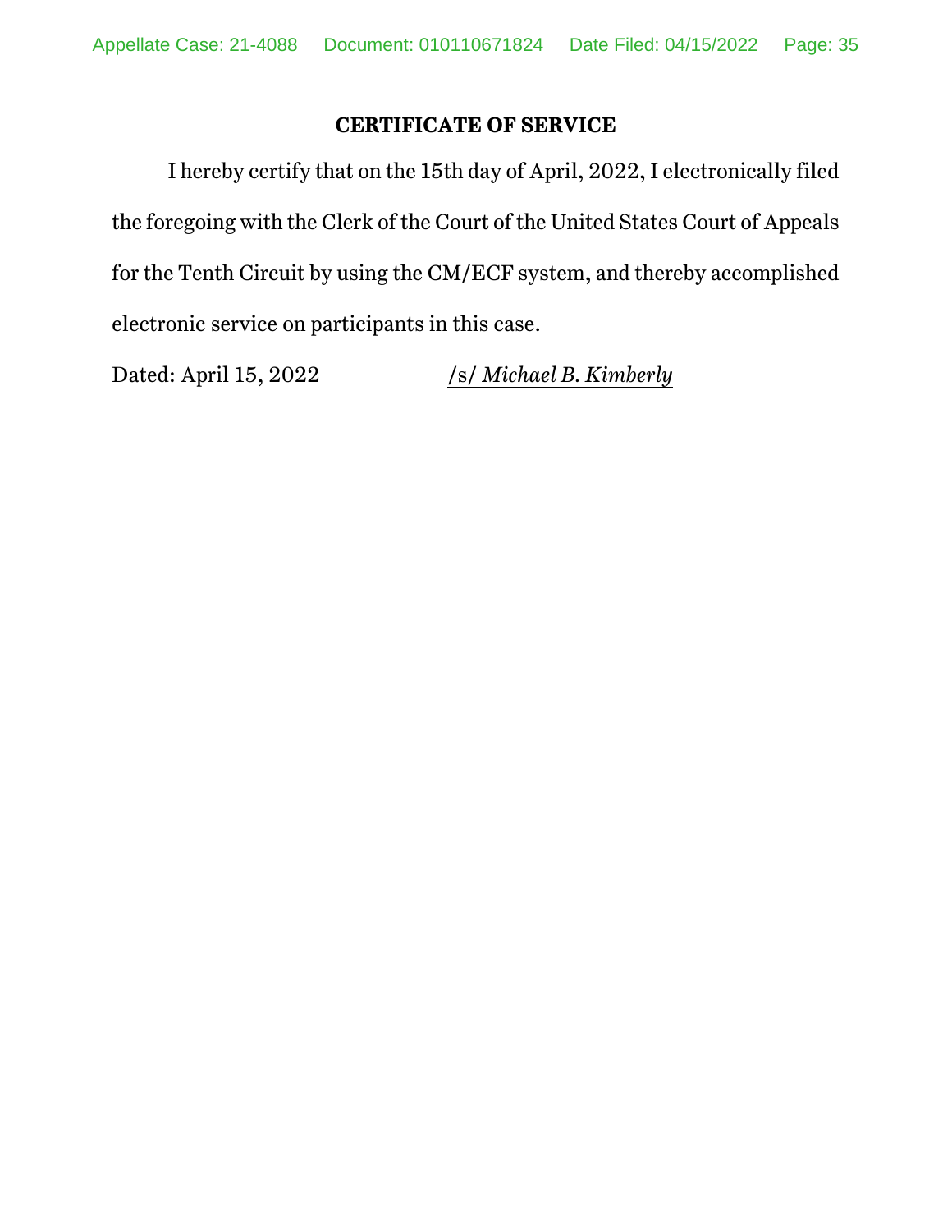## CERTIFICATE OF SERVICE

I hereby certify that on the 15th day of April, 2022, I electronically filed the foregoing with the Clerk of the Court of the United States Court of Appeals for the Tenth Circuit by using the CM/ECF system, and thereby accomplished electronic service on participants in this case.

Dated: April 15, 2022 /s/ *Michael B. Kimberly*